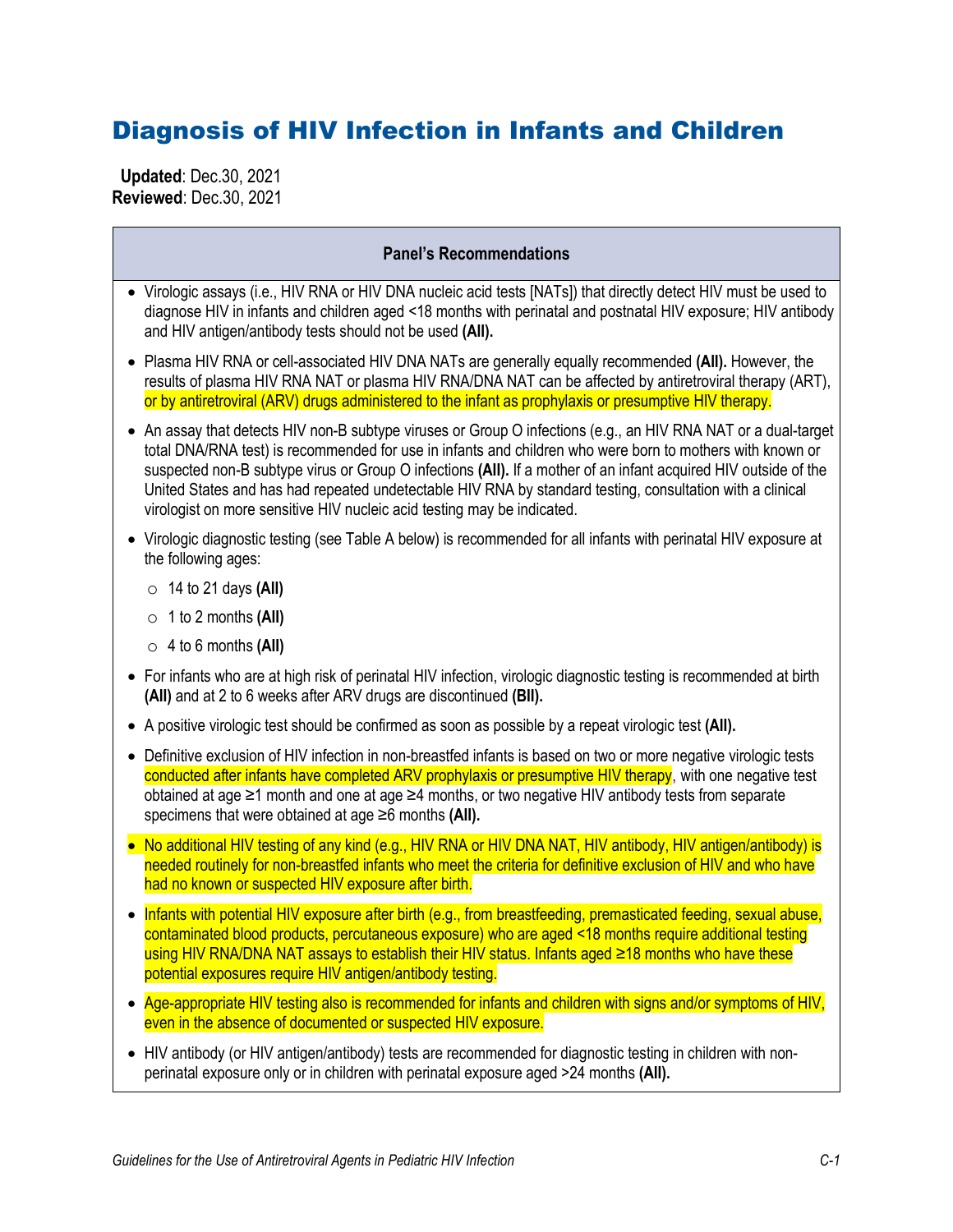# Diagnosis of HIV Infection in Infants and Children

**Updated**: Dec.30, 2021
**Reviewed**: Dec.30, 2021

## Panel's Recommendations

- Virologic assays (i.e., HIV RNA or HIV DNA nucleic acid tests [NATs]) that directly detect HIV must be used to diagnose HIV in infants and children aged <18 months with perinatal and postnatal HIV exposure; HIV antibody and HIV antigen/antibody tests should not be used **(AII).**
- Plasma HIV RNA or cell-associated HIV DNA NATs are generally equally recommended **(AII).** However, the results of plasma HIV RNA NAT or plasma HIV RNA/DNA NAT can be affected by antiretroviral therapy (ART), or by antiretroviral (ARV) drugs administered to the infant as prophylaxis or presumptive HIV therapy.
- An assay that detects HIV non-B subtype viruses or Group O infections (e.g., an HIV RNA NAT or a dual-target total DNA/RNA test) is recommended for use in infants and children who were born to mothers with known or suspected non-B subtype virus or Group O infections **(AII).** If a mother of an infant acquired HIV outside of the United States and has had repeated undetectable HIV RNA by standard testing, consultation with a clinical virologist on more sensitive HIV nucleic acid testing may be indicated.
- Virologic diagnostic testing (see Table A below) is recommended for all infants with perinatal HIV exposure at the following ages:
  - 14 to 21 days **(AII)**
  - 1 to 2 months **(AII)**
  - 4 to 6 months **(AII)**
- For infants who are at high risk of perinatal HIV infection, virologic diagnostic testing is recommended at birth **(AII)** and at 2 to 6 weeks after ARV drugs are discontinued **(BII).**
- A positive virologic test should be confirmed as soon as possible by a repeat virologic test **(AII).**
- Definitive exclusion of HIV infection in non-breastfed infants is based on two or more negative virologic tests conducted after infants have completed ARV prophylaxis or presumptive HIV therapy, with one negative test obtained at age ≥1 month and one at age ≥4 months, or two negative HIV antibody tests from separate specimens that were obtained at age ≥6 months **(AII).**
- No additional HIV testing of any kind (e.g., HIV RNA or HIV DNA NAT, HIV antibody, HIV antigen/antibody) is needed routinely for non-breastfed infants who meet the criteria for definitive exclusion of HIV and who have had no known or suspected HIV exposure after birth.
- Infants with potential HIV exposure after birth (e.g., from breastfeeding, premasticated feeding, sexual abuse, contaminated blood products, percutaneous exposure) who are aged <18 months require additional testing using HIV RNA/DNA NAT assays to establish their HIV status. Infants aged ≥18 months who have these potential exposures require HIV antigen/antibody testing.
- Age-appropriate HIV testing also is recommended for infants and children with signs and/or symptoms of HIV, even in the absence of documented or suspected HIV exposure.
- HIV antibody (or HIV antigen/antibody) tests are recommended for diagnostic testing in children with non-perinatal exposure only or in children with perinatal exposure aged >24 months **(AII).**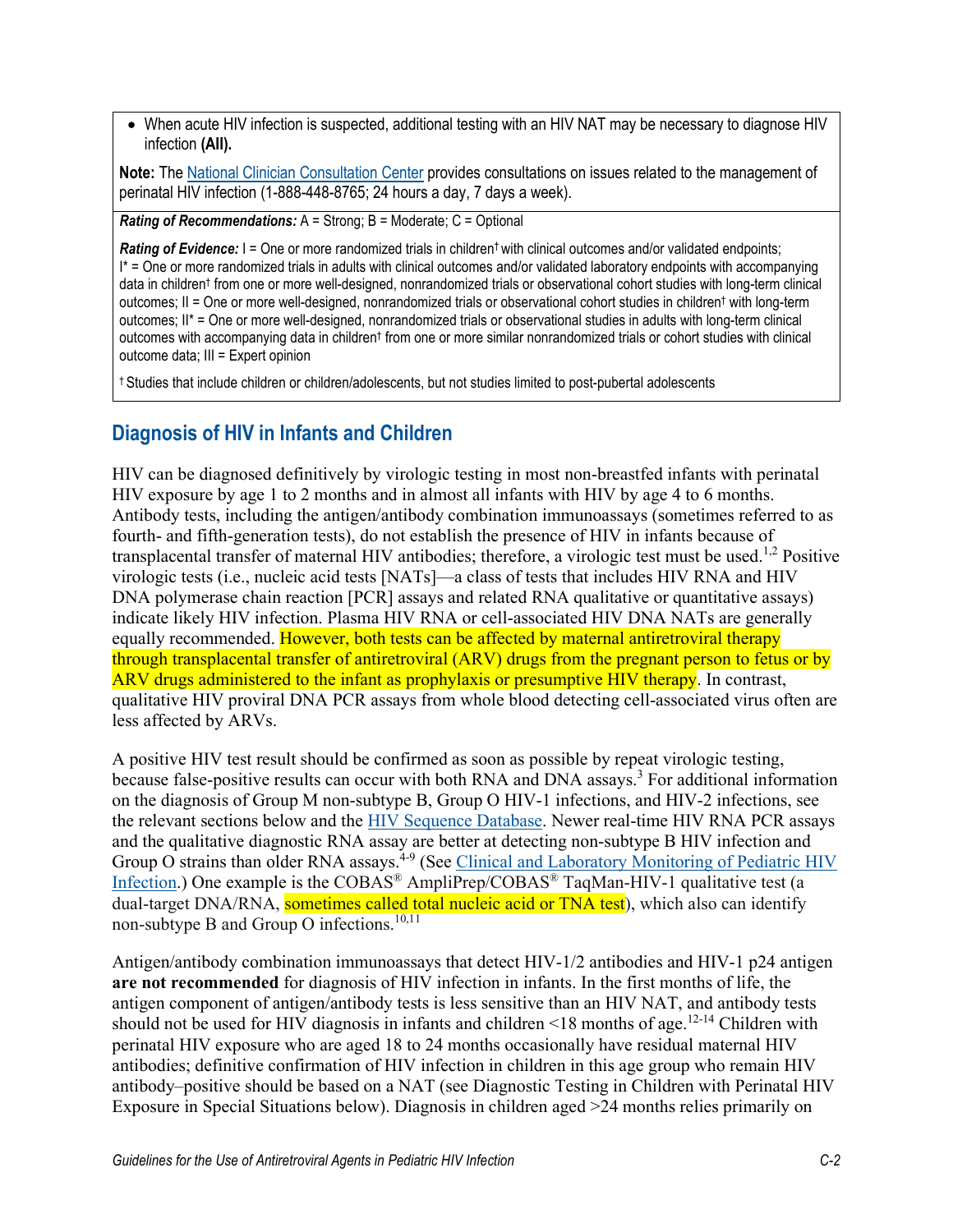- When acute HIV infection is suspected, additional testing with an HIV NAT may be necessary to diagnose HIV infection **(AII).**

**Note:** The [National Clinician Consultation Center](#) provides consultations on issues related to the management of perinatal HIV infection (1-888-448-8765; 24 hours a day, 7 days a week).

***Rating of Recommendations:*** A = Strong; B = Moderate; C = Optional

***Rating of Evidence:*** I = One or more randomized trials in children† with clinical outcomes and/or validated endpoints; I* = One or more randomized trials in adults with clinical outcomes and/or validated laboratory endpoints with accompanying data in children† from one or more well-designed, nonrandomized trials or observational cohort studies with long-term clinical outcomes; II = One or more well-designed, nonrandomized trials or observational cohort studies in children† with long-term outcomes; II* = One or more well-designed, nonrandomized trials or observational studies in adults with long-term clinical outcomes with accompanying data in children† from one or more similar nonrandomized trials or cohort studies with clinical outcome data; III = Expert opinion

† Studies that include children or children/adolescents, but not studies limited to post-pubertal adolescents

## Diagnosis of HIV in Infants and Children

HIV can be diagnosed definitively by virologic testing in most non-breastfed infants with perinatal HIV exposure by age 1 to 2 months and in almost all infants with HIV by age 4 to 6 months. Antibody tests, including the antigen/antibody combination immunoassays (sometimes referred to as fourth- and fifth-generation tests), do not establish the presence of HIV in infants because of transplacental transfer of maternal HIV antibodies; therefore, a virologic test must be used.[1,2] Positive virologic tests (i.e., nucleic acid tests [NATs]—a class of tests that includes HIV RNA and HIV DNA polymerase chain reaction [PCR] assays and related RNA qualitative or quantitative assays) indicate likely HIV infection. Plasma HIV RNA or cell-associated HIV DNA NATs are generally equally recommended. However, both tests can be affected by maternal antiretroviral therapy through transplacental transfer of antiretroviral (ARV) drugs from the pregnant person to fetus or by ARV drugs administered to the infant as prophylaxis or presumptive HIV therapy. In contrast, qualitative HIV proviral DNA PCR assays from whole blood detecting cell-associated virus often are less affected by ARVs.

A positive HIV test result should be confirmed as soon as possible by repeat virologic testing, because false-positive results can occur with both RNA and DNA assays.[3] For additional information on the diagnosis of Group M non-subtype B, Group O HIV-1 infections, and HIV-2 infections, see the relevant sections below and the [HIV Sequence Database](#). Newer real-time HIV RNA PCR assays and the qualitative diagnostic RNA assay are better at detecting non-subtype B HIV infection and Group O strains than older RNA assays.[4-9] (See [Clinical and Laboratory Monitoring of Pediatric HIV Infection](#).) One example is the COBAS® AmpliPrep/COBAS® TaqMan-HIV-1 qualitative test (a dual-target DNA/RNA, sometimes called total nucleic acid or TNA test), which also can identify non-subtype B and Group O infections.[10,11]

Antigen/antibody combination immunoassays that detect HIV-1/2 antibodies and HIV-1 p24 antigen **are not recommended** for diagnosis of HIV infection in infants. In the first months of life, the antigen component of antigen/antibody tests is less sensitive than an HIV NAT, and antibody tests should not be used for HIV diagnosis in infants and children <18 months of age.[12-14] Children with perinatal HIV exposure who are aged 18 to 24 months occasionally have residual maternal HIV antibodies; definitive confirmation of HIV infection in children in this age group who remain HIV antibody–positive should be based on a NAT (see Diagnostic Testing in Children with Perinatal HIV Exposure in Special Situations below). Diagnosis in children aged >24 months relies primarily on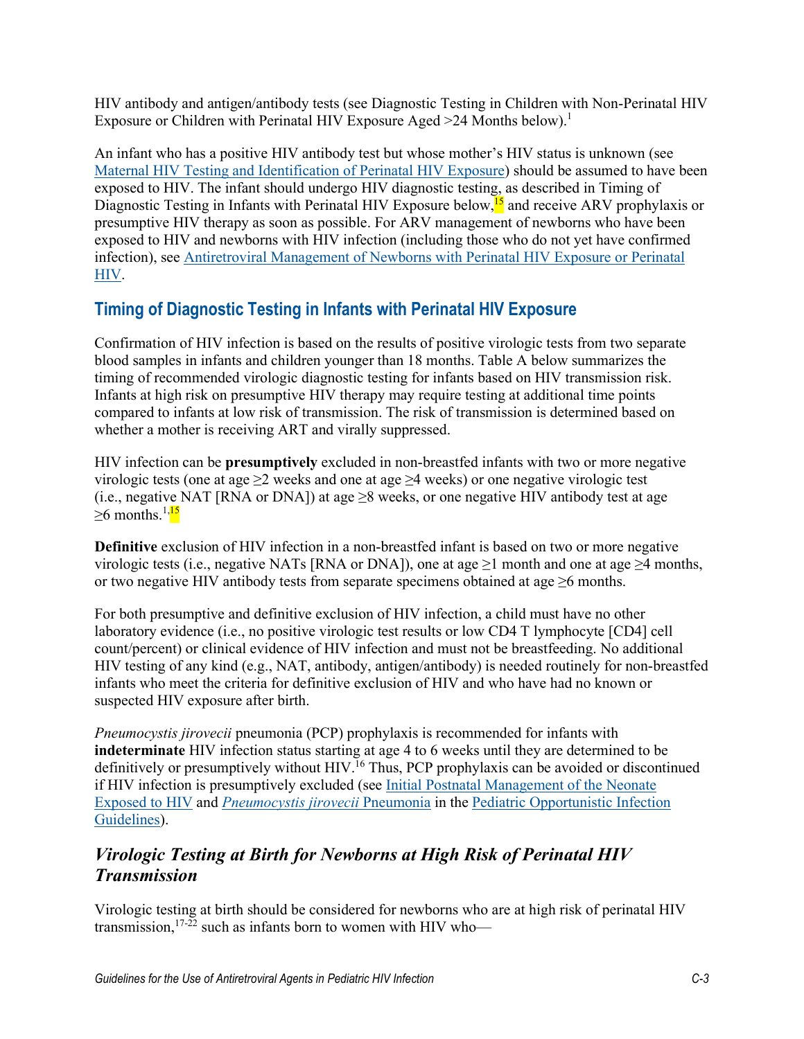HIV antibody and antigen/antibody tests (see Diagnostic Testing in Children with Non-Perinatal HIV Exposure or Children with Perinatal HIV Exposure Aged >24 Months below).[1]

An infant who has a positive HIV antibody test but whose mother's HIV status is unknown (see Maternal HIV Testing and Identification of Perinatal HIV Exposure) should be assumed to have been exposed to HIV. The infant should undergo HIV diagnostic testing, as described in Timing of Diagnostic Testing in Infants with Perinatal HIV Exposure below,[15] and receive ARV prophylaxis or presumptive HIV therapy as soon as possible. For ARV management of newborns who have been exposed to HIV and newborns with HIV infection (including those who do not yet have confirmed infection), see Antiretroviral Management of Newborns with Perinatal HIV Exposure or Perinatal HIV.

## Timing of Diagnostic Testing in Infants with Perinatal HIV Exposure

Confirmation of HIV infection is based on the results of positive virologic tests from two separate blood samples in infants and children younger than 18 months. Table A below summarizes the timing of recommended virologic diagnostic testing for infants based on HIV transmission risk. Infants at high risk on presumptive HIV therapy may require testing at additional time points compared to infants at low risk of transmission. The risk of transmission is determined based on whether a mother is receiving ART and virally suppressed.

HIV infection can be **presumptively** excluded in non-breastfed infants with two or more negative virologic tests (one at age ≥2 weeks and one at age ≥4 weeks) or one negative virologic test (i.e., negative NAT [RNA or DNA]) at age ≥8 weeks, or one negative HIV antibody test at age ≥6 months.[1,15]

**Definitive** exclusion of HIV infection in a non-breastfed infant is based on two or more negative virologic tests (i.e., negative NATs [RNA or DNA]), one at age ≥1 month and one at age ≥4 months, or two negative HIV antibody tests from separate specimens obtained at age ≥6 months.

For both presumptive and definitive exclusion of HIV infection, a child must have no other laboratory evidence (i.e., no positive virologic test results or low CD4 T lymphocyte [CD4] cell count/percent) or clinical evidence of HIV infection and must not be breastfeeding. No additional HIV testing of any kind (e.g., NAT, antibody, antigen/antibody) is needed routinely for non-breastfed infants who meet the criteria for definitive exclusion of HIV and who have had no known or suspected HIV exposure after birth.

*Pneumocystis jirovecii* pneumonia (PCP) prophylaxis is recommended for infants with **indeterminate** HIV infection status starting at age 4 to 6 weeks until they are determined to be definitively or presumptively without HIV.[16] Thus, PCP prophylaxis can be avoided or discontinued if HIV infection is presumptively excluded (see Initial Postnatal Management of the Neonate Exposed to HIV and *Pneumocystis jirovecii* Pneumonia in the Pediatric Opportunistic Infection Guidelines).

### *Virologic Testing at Birth for Newborns at High Risk of Perinatal HIV Transmission*

Virologic testing at birth should be considered for newborns who are at high risk of perinatal HIV transmission,[17-22] such as infants born to women with HIV who—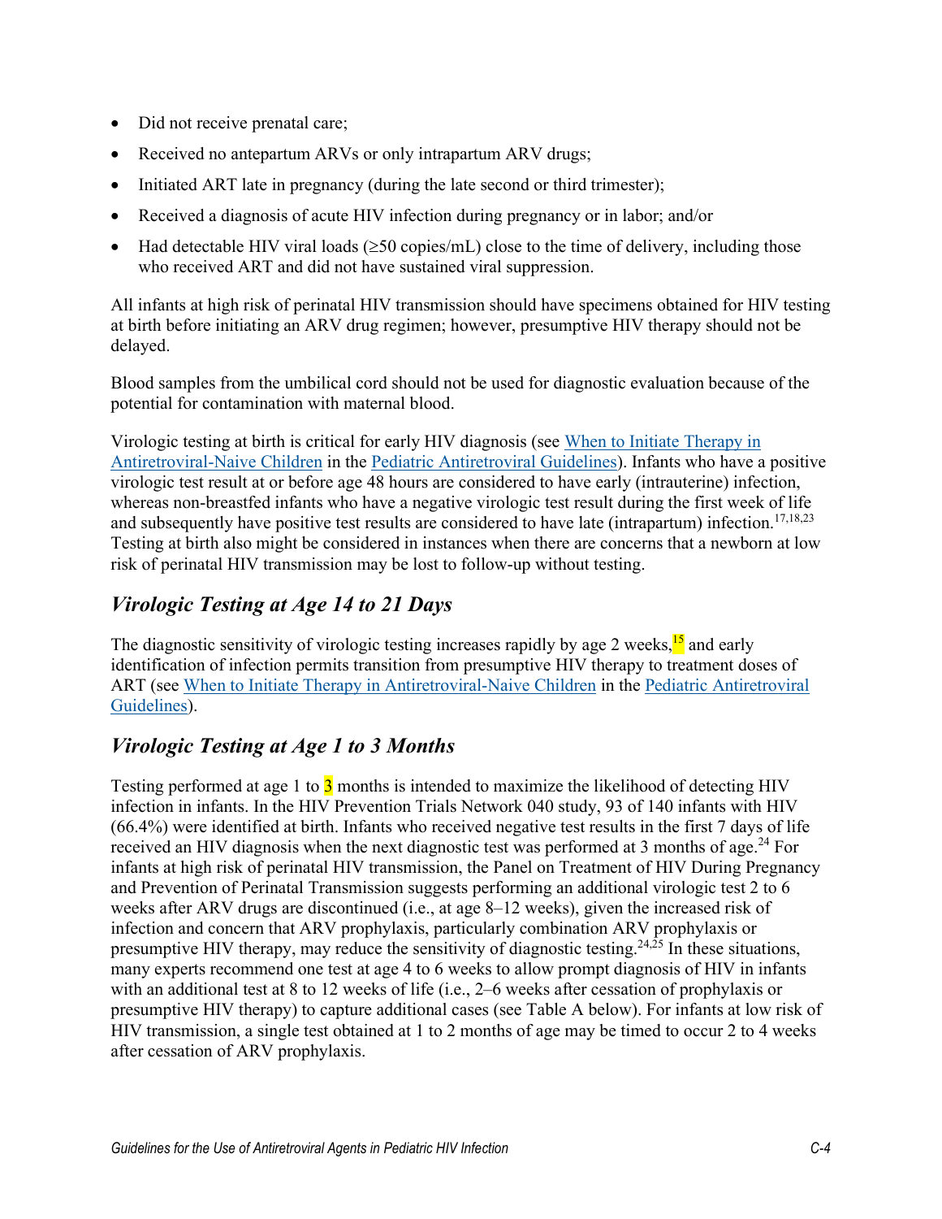- Did not receive prenatal care;
- Received no antepartum ARVs or only intrapartum ARV drugs;
- Initiated ART late in pregnancy (during the late second or third trimester);
- Received a diagnosis of acute HIV infection during pregnancy or in labor; and/or
- Had detectable HIV viral loads (≥50 copies/mL) close to the time of delivery, including those who received ART and did not have sustained viral suppression.

All infants at high risk of perinatal HIV transmission should have specimens obtained for HIV testing at birth before initiating an ARV drug regimen; however, presumptive HIV therapy should not be delayed.

Blood samples from the umbilical cord should not be used for diagnostic evaluation because of the potential for contamination with maternal blood.

Virologic testing at birth is critical for early HIV diagnosis (see When to Initiate Therapy in Antiretroviral-Naive Children in the Pediatric Antiretroviral Guidelines). Infants who have a positive virologic test result at or before age 48 hours are considered to have early (intrauterine) infection, whereas non-breastfed infants who have a negative virologic test result during the first week of life and subsequently have positive test results are considered to have late (intrapartum) infection.[17,18,23] Testing at birth also might be considered in instances when there are concerns that a newborn at low risk of perinatal HIV transmission may be lost to follow-up without testing.

## *Virologic Testing at Age 14 to 21 Days*

The diagnostic sensitivity of virologic testing increases rapidly by age 2 weeks,[15] and early identification of infection permits transition from presumptive HIV therapy to treatment doses of ART (see When to Initiate Therapy in Antiretroviral-Naive Children in the Pediatric Antiretroviral Guidelines).

## *Virologic Testing at Age 1 to 3 Months*

Testing performed at age 1 to 3 months is intended to maximize the likelihood of detecting HIV infection in infants. In the HIV Prevention Trials Network 040 study, 93 of 140 infants with HIV (66.4%) were identified at birth. Infants who received negative test results in the first 7 days of life received an HIV diagnosis when the next diagnostic test was performed at 3 months of age.[24] For infants at high risk of perinatal HIV transmission, the Panel on Treatment of HIV During Pregnancy and Prevention of Perinatal Transmission suggests performing an additional virologic test 2 to 6 weeks after ARV drugs are discontinued (i.e., at age 8–12 weeks), given the increased risk of infection and concern that ARV prophylaxis, particularly combination ARV prophylaxis or presumptive HIV therapy, may reduce the sensitivity of diagnostic testing.[24,25] In these situations, many experts recommend one test at age 4 to 6 weeks to allow prompt diagnosis of HIV in infants with an additional test at 8 to 12 weeks of life (i.e., 2–6 weeks after cessation of prophylaxis or presumptive HIV therapy) to capture additional cases (see Table A below). For infants at low risk of HIV transmission, a single test obtained at 1 to 2 months of age may be timed to occur 2 to 4 weeks after cessation of ARV prophylaxis.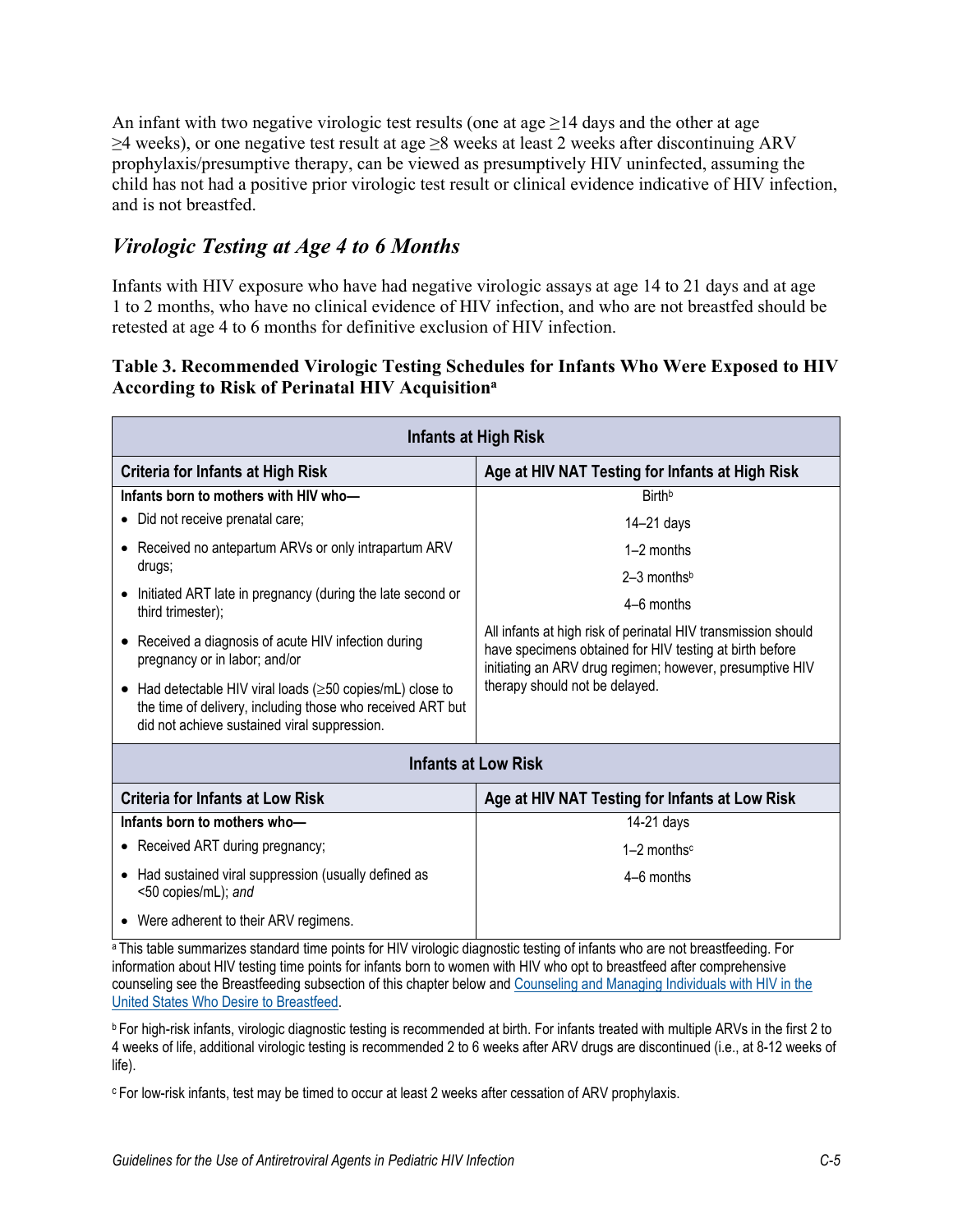An infant with two negative virologic test results (one at age ≥14 days and the other at age ≥4 weeks), or one negative test result at age ≥8 weeks at least 2 weeks after discontinuing ARV prophylaxis/presumptive therapy, can be viewed as presumptively HIV uninfected, assuming the child has not had a positive prior virologic test result or clinical evidence indicative of HIV infection, and is not breastfed.

## *Virologic Testing at Age 4 to 6 Months*

Infants with HIV exposure who have had negative virologic assays at age 14 to 21 days and at age 1 to 2 months, who have no clinical evidence of HIV infection, and who are not breastfed should be retested at age 4 to 6 months for definitive exclusion of HIV infection.

**Table 3. Recommended Virologic Testing Schedules for Infants Who Were Exposed to HIV According to Risk of Perinatal HIV Acquisition[a]**

| **Infants at High Risk** | |
|---|---|
| **Criteria for Infants at High Risk** | **Age at HIV NAT Testing for Infants at High Risk** |
| **Infants born to mothers with HIV who—**<br>• Did not receive prenatal care;<br>• Received no antepartum ARVs or only intrapartum ARV drugs;<br>• Initiated ART late in pregnancy (during the late second or third trimester);<br>• Received a diagnosis of acute HIV infection during pregnancy or in labor; and/or<br>• Had detectable HIV viral loads (≥50 copies/mL) close to the time of delivery, including those who received ART but did not achieve sustained viral suppression. | Birth[b]<br>14–21 days<br>1–2 months<br>2–3 months[b]<br>4–6 months<br>All infants at high risk of perinatal HIV transmission should have specimens obtained for HIV testing at birth before initiating an ARV drug regimen; however, presumptive HIV therapy should not be delayed. |
| **Infants at Low Risk** | |
| **Criteria for Infants at Low Risk** | **Age at HIV NAT Testing for Infants at Low Risk** |
| **Infants born to mothers who—**<br>• Received ART during pregnancy;<br>• Had sustained viral suppression (usually defined as <50 copies/mL); *and*<br>• Were adherent to their ARV regimens. | 14-21 days<br>1–2 months[c]<br>4–6 months |

[a] This table summarizes standard time points for HIV virologic diagnostic testing of infants who are not breastfeeding. For information about HIV testing time points for infants born to women with HIV who opt to breastfeed after comprehensive counseling see the Breastfeeding subsection of this chapter below and Counseling and Managing Individuals with HIV in the United States Who Desire to Breastfeed.

[b] For high-risk infants, virologic diagnostic testing is recommended at birth. For infants treated with multiple ARVs in the first 2 to 4 weeks of life, additional virologic testing is recommended 2 to 6 weeks after ARV drugs are discontinued (i.e., at 8-12 weeks of life).

[c] For low-risk infants, test may be timed to occur at least 2 weeks after cessation of ARV prophylaxis.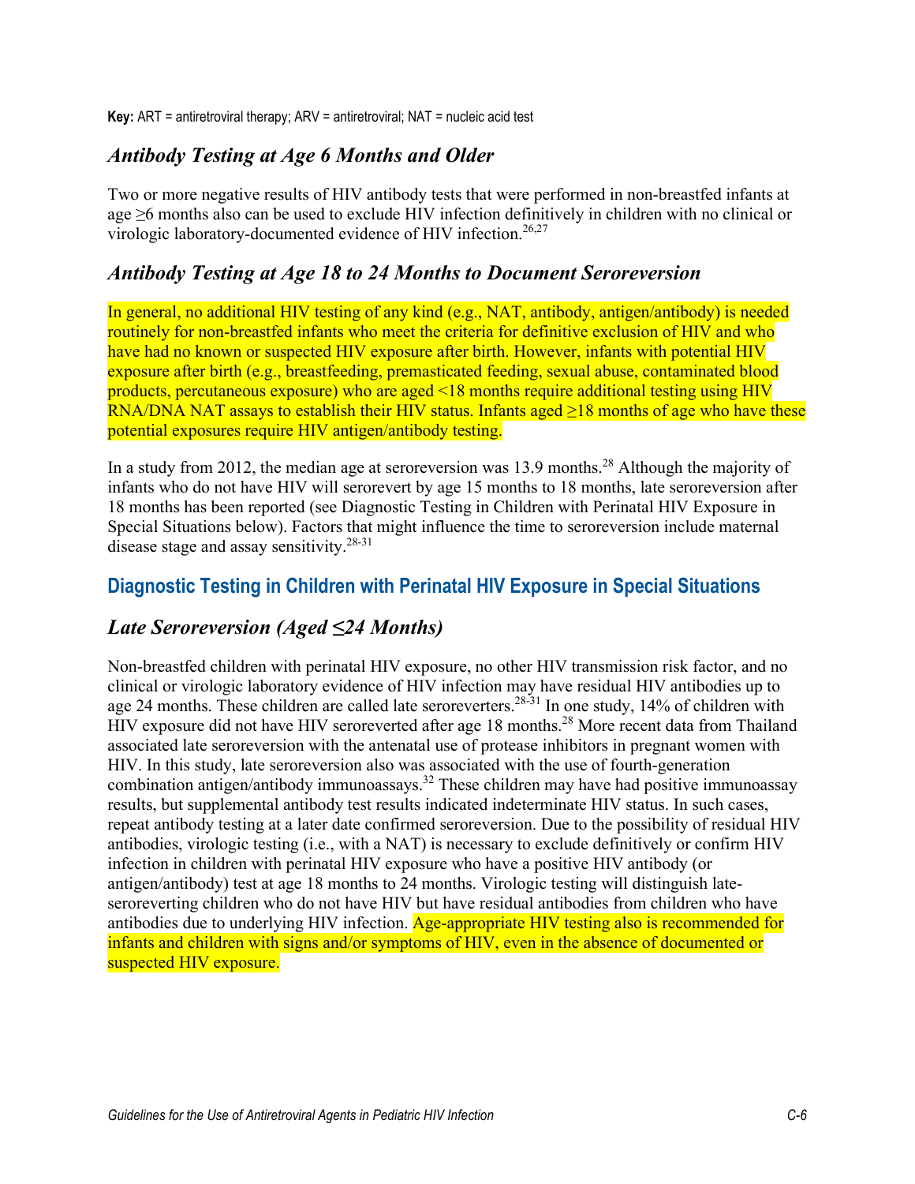**Key:** ART = antiretroviral therapy; ARV = antiretroviral; NAT = nucleic acid test

### *Antibody Testing at Age 6 Months and Older*

Two or more negative results of HIV antibody tests that were performed in non-breastfed infants at age ≥6 months also can be used to exclude HIV infection definitively in children with no clinical or virologic laboratory-documented evidence of HIV infection.[26,27]

### *Antibody Testing at Age 18 to 24 Months to Document Seroreversion*

In general, no additional HIV testing of any kind (e.g., NAT, antibody, antigen/antibody) is needed routinely for non-breastfed infants who meet the criteria for definitive exclusion of HIV and who have had no known or suspected HIV exposure after birth. However, infants with potential HIV exposure after birth (e.g., breastfeeding, premasticated feeding, sexual abuse, contaminated blood products, percutaneous exposure) who are aged <18 months require additional testing using HIV RNA/DNA NAT assays to establish their HIV status. Infants aged ≥18 months of age who have these potential exposures require HIV antigen/antibody testing.

In a study from 2012, the median age at seroreversion was 13.9 months.[28] Although the majority of infants who do not have HIV will serorevert by age 15 months to 18 months, late seroreversion after 18 months has been reported (see Diagnostic Testing in Children with Perinatal HIV Exposure in Special Situations below). Factors that might influence the time to seroreversion include maternal disease stage and assay sensitivity.[28-31]

## Diagnostic Testing in Children with Perinatal HIV Exposure in Special Situations

### *Late Seroreversion (Aged ≤24 Months)*

Non-breastfed children with perinatal HIV exposure, no other HIV transmission risk factor, and no clinical or virologic laboratory evidence of HIV infection may have residual HIV antibodies up to age 24 months. These children are called late seroreverters.[28-31] In one study, 14% of children with HIV exposure did not have HIV seroreverted after age 18 months.[28] More recent data from Thailand associated late seroreversion with the antenatal use of protease inhibitors in pregnant women with HIV. In this study, late seroreversion also was associated with the use of fourth-generation combination antigen/antibody immunoassays.[32] These children may have had positive immunoassay results, but supplemental antibody test results indicated indeterminate HIV status. In such cases, repeat antibody testing at a later date confirmed seroreversion. Due to the possibility of residual HIV antibodies, virologic testing (i.e., with a NAT) is necessary to exclude definitively or confirm HIV infection in children with perinatal HIV exposure who have a positive HIV antibody (or antigen/antibody) test at age 18 months to 24 months. Virologic testing will distinguish late-seroreverting children who do not have HIV but have residual antibodies from children who have antibodies due to underlying HIV infection. Age-appropriate HIV testing also is recommended for infants and children with signs and/or symptoms of HIV, even in the absence of documented or suspected HIV exposure.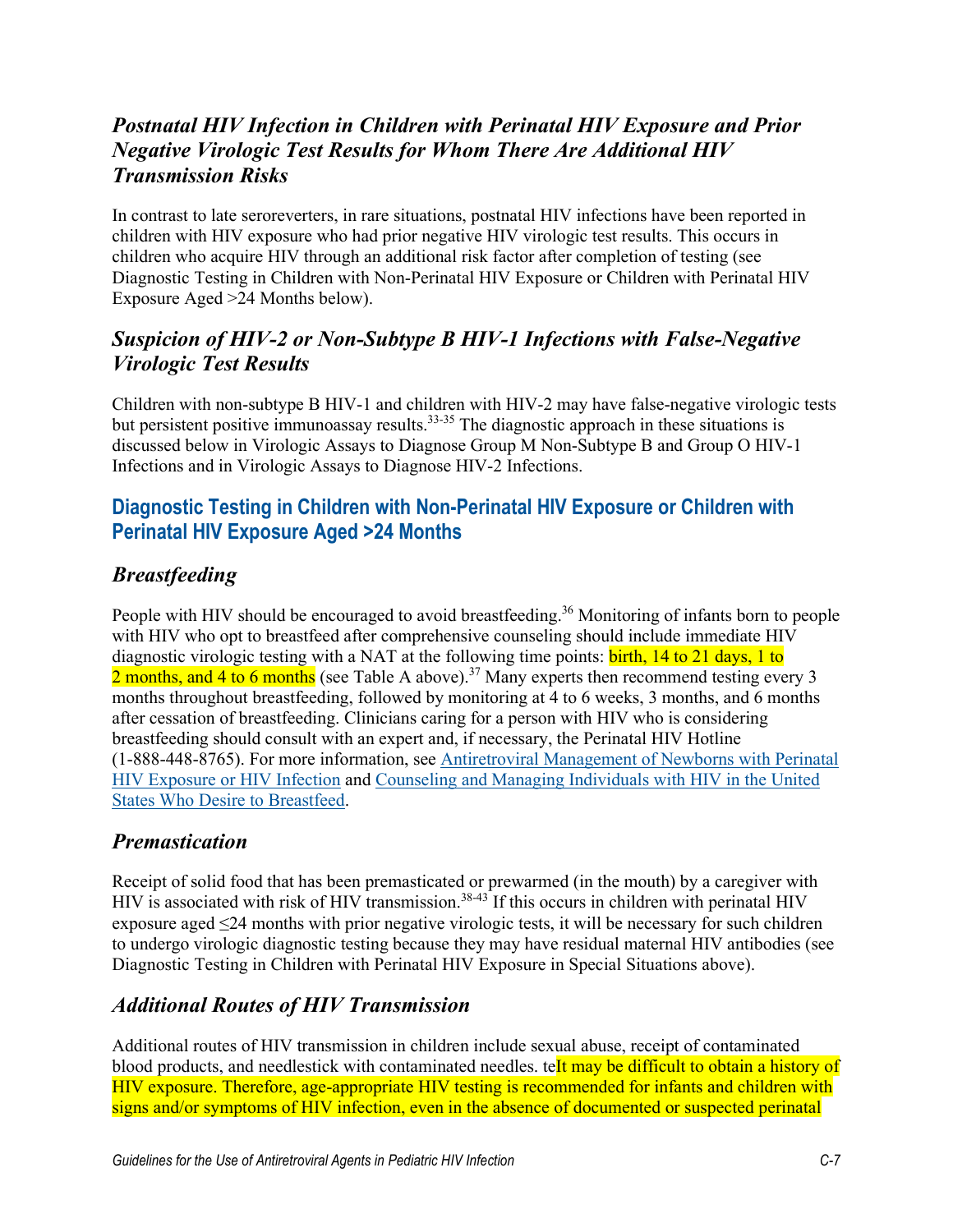### *Postnatal HIV Infection in Children with Perinatal HIV Exposure and Prior Negative Virologic Test Results for Whom There Are Additional HIV Transmission Risks*

In contrast to late seroreverters, in rare situations, postnatal HIV infections have been reported in children with HIV exposure who had prior negative HIV virologic test results. This occurs in children who acquire HIV through an additional risk factor after completion of testing (see Diagnostic Testing in Children with Non-Perinatal HIV Exposure or Children with Perinatal HIV Exposure Aged >24 Months below).

### *Suspicion of HIV-2 or Non-Subtype B HIV-1 Infections with False-Negative Virologic Test Results*

Children with non-subtype B HIV-1 and children with HIV-2 may have false-negative virologic tests but persistent positive immunoassay results.[33-35] The diagnostic approach in these situations is discussed below in Virologic Assays to Diagnose Group M Non-Subtype B and Group O HIV-1 Infections and in Virologic Assays to Diagnose HIV-2 Infections.

## Diagnostic Testing in Children with Non-Perinatal HIV Exposure or Children with Perinatal HIV Exposure Aged >24 Months

### *Breastfeeding*

People with HIV should be encouraged to avoid breastfeeding.[36] Monitoring of infants born to people with HIV who opt to breastfeed after comprehensive counseling should include immediate HIV diagnostic virologic testing with a NAT at the following time points: birth, 14 to 21 days, 1 to 2 months, and 4 to 6 months (see Table A above).[37] Many experts then recommend testing every 3 months throughout breastfeeding, followed by monitoring at 4 to 6 weeks, 3 months, and 6 months after cessation of breastfeeding. Clinicians caring for a person with HIV who is considering breastfeeding should consult with an expert and, if necessary, the Perinatal HIV Hotline (1-888-448-8765). For more information, see Antiretroviral Management of Newborns with Perinatal HIV Exposure or HIV Infection and Counseling and Managing Individuals with HIV in the United States Who Desire to Breastfeed.

### *Premastication*

Receipt of solid food that has been premasticated or prewarmed (in the mouth) by a caregiver with HIV is associated with risk of HIV transmission.[38-43] If this occurs in children with perinatal HIV exposure aged ≤24 months with prior negative virologic tests, it will be necessary for such children to undergo virologic diagnostic testing because they may have residual maternal HIV antibodies (see Diagnostic Testing in Children with Perinatal HIV Exposure in Special Situations above).

### *Additional Routes of HIV Transmission*

Additional routes of HIV transmission in children include sexual abuse, receipt of contaminated blood products, and needlestick with contaminated needles. teIt may be difficult to obtain a history of HIV exposure. Therefore, age-appropriate HIV testing is recommended for infants and children with signs and/or symptoms of HIV infection, even in the absence of documented or suspected perinatal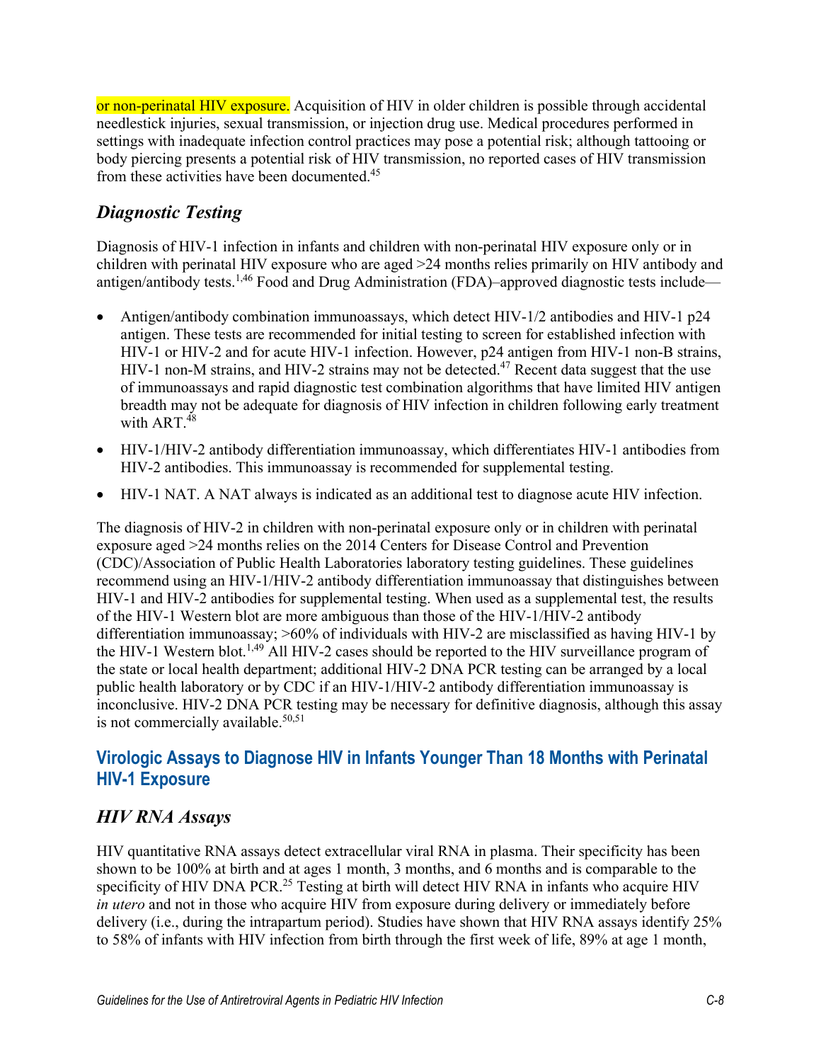or non-perinatal HIV exposure. Acquisition of HIV in older children is possible through accidental needlestick injuries, sexual transmission, or injection drug use. Medical procedures performed in settings with inadequate infection control practices may pose a potential risk; although tattooing or body piercing presents a potential risk of HIV transmission, no reported cases of HIV transmission from these activities have been documented.[45]

### *Diagnostic Testing*

Diagnosis of HIV-1 infection in infants and children with non-perinatal HIV exposure only or in children with perinatal HIV exposure who are aged >24 months relies primarily on HIV antibody and antigen/antibody tests.[1,46] Food and Drug Administration (FDA)–approved diagnostic tests include—

- Antigen/antibody combination immunoassays, which detect HIV-1/2 antibodies and HIV-1 p24 antigen. These tests are recommended for initial testing to screen for established infection with HIV-1 or HIV-2 and for acute HIV-1 infection. However, p24 antigen from HIV-1 non-B strains, HIV-1 non-M strains, and HIV-2 strains may not be detected.[47] Recent data suggest that the use of immunoassays and rapid diagnostic test combination algorithms that have limited HIV antigen breadth may not be adequate for diagnosis of HIV infection in children following early treatment with ART.[48]
- HIV-1/HIV-2 antibody differentiation immunoassay, which differentiates HIV-1 antibodies from HIV-2 antibodies. This immunoassay is recommended for supplemental testing.
- HIV-1 NAT. A NAT always is indicated as an additional test to diagnose acute HIV infection.

The diagnosis of HIV-2 in children with non-perinatal exposure only or in children with perinatal exposure aged >24 months relies on the 2014 Centers for Disease Control and Prevention (CDC)/Association of Public Health Laboratories laboratory testing guidelines. These guidelines recommend using an HIV-1/HIV-2 antibody differentiation immunoassay that distinguishes between HIV-1 and HIV-2 antibodies for supplemental testing. When used as a supplemental test, the results of the HIV-1 Western blot are more ambiguous than those of the HIV-1/HIV-2 antibody differentiation immunoassay; >60% of individuals with HIV-2 are misclassified as having HIV-1 by the HIV-1 Western blot.[1,49] All HIV-2 cases should be reported to the HIV surveillance program of the state or local health department; additional HIV-2 DNA PCR testing can be arranged by a local public health laboratory or by CDC if an HIV-1/HIV-2 antibody differentiation immunoassay is inconclusive. HIV-2 DNA PCR testing may be necessary for definitive diagnosis, although this assay is not commercially available.[50,51]

## Virologic Assays to Diagnose HIV in Infants Younger Than 18 Months with Perinatal HIV-1 Exposure

### *HIV RNA Assays*

HIV quantitative RNA assays detect extracellular viral RNA in plasma. Their specificity has been shown to be 100% at birth and at ages 1 month, 3 months, and 6 months and is comparable to the specificity of HIV DNA PCR.[25] Testing at birth will detect HIV RNA in infants who acquire HIV *in utero* and not in those who acquire HIV from exposure during delivery or immediately before delivery (i.e., during the intrapartum period). Studies have shown that HIV RNA assays identify 25% to 58% of infants with HIV infection from birth through the first week of life, 89% at age 1 month,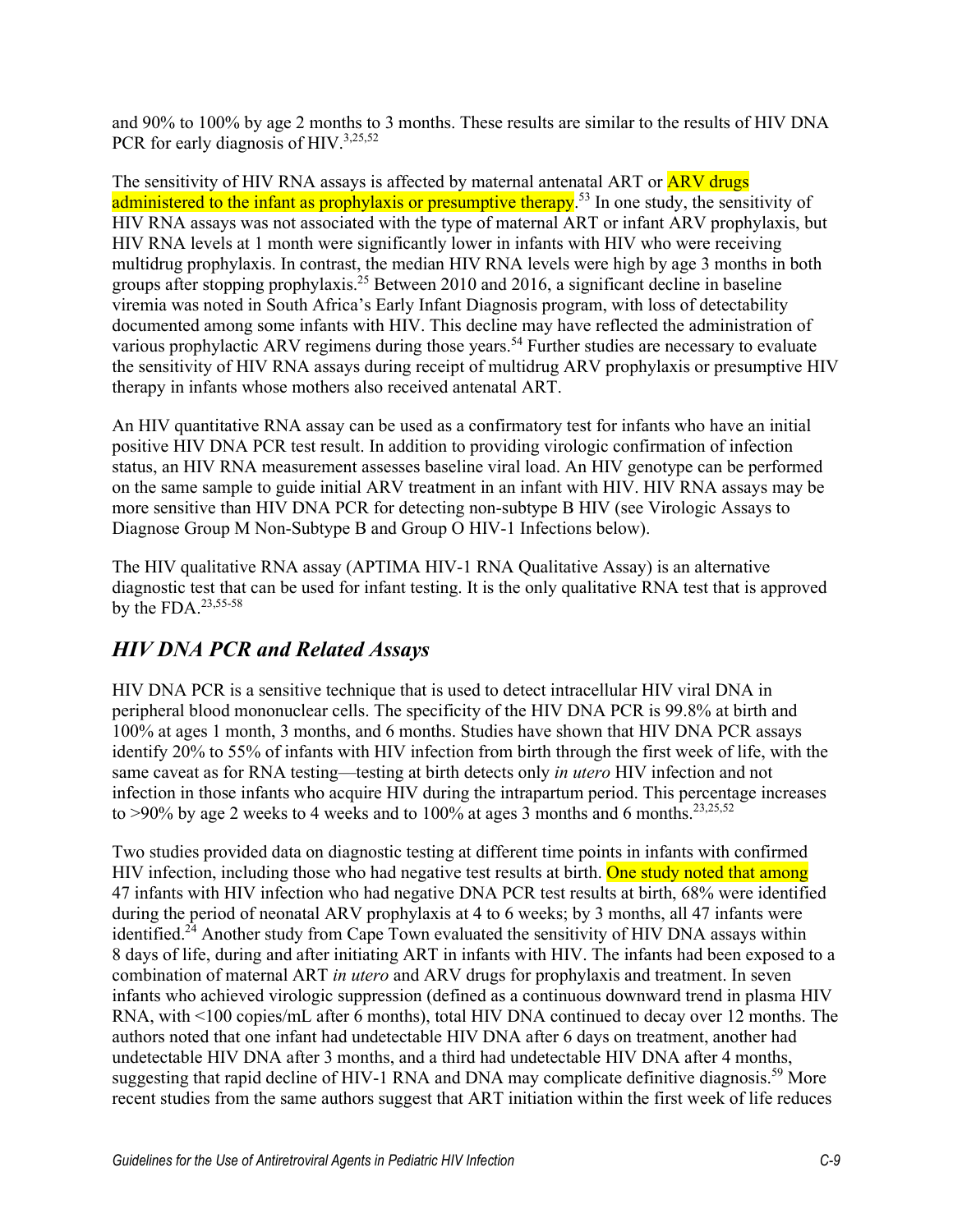and 90% to 100% by age 2 months to 3 months. These results are similar to the results of HIV DNA PCR for early diagnosis of HIV.[3,25,52]

The sensitivity of HIV RNA assays is affected by maternal antenatal ART or ARV drugs administered to the infant as prophylaxis or presumptive therapy.[53] In one study, the sensitivity of HIV RNA assays was not associated with the type of maternal ART or infant ARV prophylaxis, but HIV RNA levels at 1 month were significantly lower in infants with HIV who were receiving multidrug prophylaxis. In contrast, the median HIV RNA levels were high by age 3 months in both groups after stopping prophylaxis.[25] Between 2010 and 2016, a significant decline in baseline viremia was noted in South Africa's Early Infant Diagnosis program, with loss of detectability documented among some infants with HIV. This decline may have reflected the administration of various prophylactic ARV regimens during those years.[54] Further studies are necessary to evaluate the sensitivity of HIV RNA assays during receipt of multidrug ARV prophylaxis or presumptive HIV therapy in infants whose mothers also received antenatal ART.

An HIV quantitative RNA assay can be used as a confirmatory test for infants who have an initial positive HIV DNA PCR test result. In addition to providing virologic confirmation of infection status, an HIV RNA measurement assesses baseline viral load. An HIV genotype can be performed on the same sample to guide initial ARV treatment in an infant with HIV. HIV RNA assays may be more sensitive than HIV DNA PCR for detecting non-subtype B HIV (see Virologic Assays to Diagnose Group M Non-Subtype B and Group O HIV-1 Infections below).

The HIV qualitative RNA assay (APTIMA HIV-1 RNA Qualitative Assay) is an alternative diagnostic test that can be used for infant testing. It is the only qualitative RNA test that is approved by the FDA.[23,55-58]

## *HIV DNA PCR and Related Assays*

HIV DNA PCR is a sensitive technique that is used to detect intracellular HIV viral DNA in peripheral blood mononuclear cells. The specificity of the HIV DNA PCR is 99.8% at birth and 100% at ages 1 month, 3 months, and 6 months. Studies have shown that HIV DNA PCR assays identify 20% to 55% of infants with HIV infection from birth through the first week of life, with the same caveat as for RNA testing—testing at birth detects only *in utero* HIV infection and not infection in those infants who acquire HIV during the intrapartum period. This percentage increases to >90% by age 2 weeks to 4 weeks and to 100% at ages 3 months and 6 months.[23,25,52]

Two studies provided data on diagnostic testing at different time points in infants with confirmed HIV infection, including those who had negative test results at birth. One study noted that among 47 infants with HIV infection who had negative DNA PCR test results at birth, 68% were identified during the period of neonatal ARV prophylaxis at 4 to 6 weeks; by 3 months, all 47 infants were identified.[24] Another study from Cape Town evaluated the sensitivity of HIV DNA assays within 8 days of life, during and after initiating ART in infants with HIV. The infants had been exposed to a combination of maternal ART *in utero* and ARV drugs for prophylaxis and treatment. In seven infants who achieved virologic suppression (defined as a continuous downward trend in plasma HIV RNA, with <100 copies/mL after 6 months), total HIV DNA continued to decay over 12 months. The authors noted that one infant had undetectable HIV DNA after 6 days on treatment, another had undetectable HIV DNA after 3 months, and a third had undetectable HIV DNA after 4 months, suggesting that rapid decline of HIV-1 RNA and DNA may complicate definitive diagnosis.[59] More recent studies from the same authors suggest that ART initiation within the first week of life reduces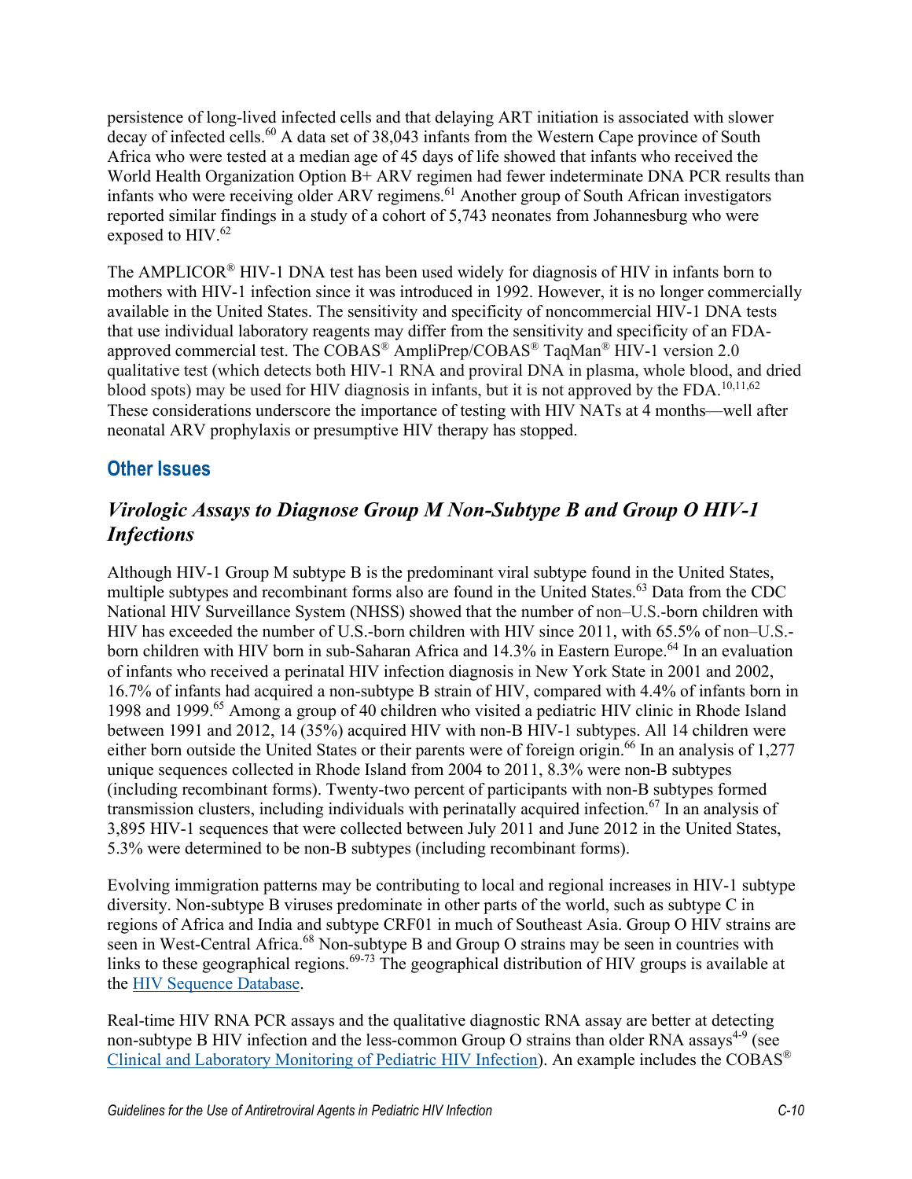persistence of long-lived infected cells and that delaying ART initiation is associated with slower decay of infected cells.[60] A data set of 38,043 infants from the Western Cape province of South Africa who were tested at a median age of 45 days of life showed that infants who received the World Health Organization Option B+ ARV regimen had fewer indeterminate DNA PCR results than infants who were receiving older ARV regimens.[61] Another group of South African investigators reported similar findings in a study of a cohort of 5,743 neonates from Johannesburg who were exposed to HIV.[62]

The AMPLICOR® HIV-1 DNA test has been used widely for diagnosis of HIV in infants born to mothers with HIV-1 infection since it was introduced in 1992. However, it is no longer commercially available in the United States. The sensitivity and specificity of noncommercial HIV-1 DNA tests that use individual laboratory reagents may differ from the sensitivity and specificity of an FDA-approved commercial test. The COBAS® AmpliPrep/COBAS® TaqMan® HIV-1 version 2.0 qualitative test (which detects both HIV-1 RNA and proviral DNA in plasma, whole blood, and dried blood spots) may be used for HIV diagnosis in infants, but it is not approved by the FDA.[10,11,62] These considerations underscore the importance of testing with HIV NATs at 4 months—well after neonatal ARV prophylaxis or presumptive HIV therapy has stopped.

## Other Issues

### *Virologic Assays to Diagnose Group M Non-Subtype B and Group O HIV-1 Infections*

Although HIV-1 Group M subtype B is the predominant viral subtype found in the United States, multiple subtypes and recombinant forms also are found in the United States.[63] Data from the CDC National HIV Surveillance System (NHSS) showed that the number of non–U.S.-born children with HIV has exceeded the number of U.S.-born children with HIV since 2011, with 65.5% of non–U.S.-born children with HIV born in sub-Saharan Africa and 14.3% in Eastern Europe.[64] In an evaluation of infants who received a perinatal HIV infection diagnosis in New York State in 2001 and 2002, 16.7% of infants had acquired a non-subtype B strain of HIV, compared with 4.4% of infants born in 1998 and 1999.[65] Among a group of 40 children who visited a pediatric HIV clinic in Rhode Island between 1991 and 2012, 14 (35%) acquired HIV with non-B HIV-1 subtypes. All 14 children were either born outside the United States or their parents were of foreign origin.[66] In an analysis of 1,277 unique sequences collected in Rhode Island from 2004 to 2011, 8.3% were non-B subtypes (including recombinant forms). Twenty-two percent of participants with non-B subtypes formed transmission clusters, including individuals with perinatally acquired infection.[67] In an analysis of 3,895 HIV-1 sequences that were collected between July 2011 and June 2012 in the United States, 5.3% were determined to be non-B subtypes (including recombinant forms).

Evolving immigration patterns may be contributing to local and regional increases in HIV-1 subtype diversity. Non-subtype B viruses predominate in other parts of the world, such as subtype C in regions of Africa and India and subtype CRF01 in much of Southeast Asia. Group O HIV strains are seen in West-Central Africa.[68] Non-subtype B and Group O strains may be seen in countries with links to these geographical regions.[69-73] The geographical distribution of HIV groups is available at the HIV Sequence Database.

Real-time HIV RNA PCR assays and the qualitative diagnostic RNA assay are better at detecting non-subtype B HIV infection and the less-common Group O strains than older RNA assays[4-9] (see Clinical and Laboratory Monitoring of Pediatric HIV Infection). An example includes the COBAS®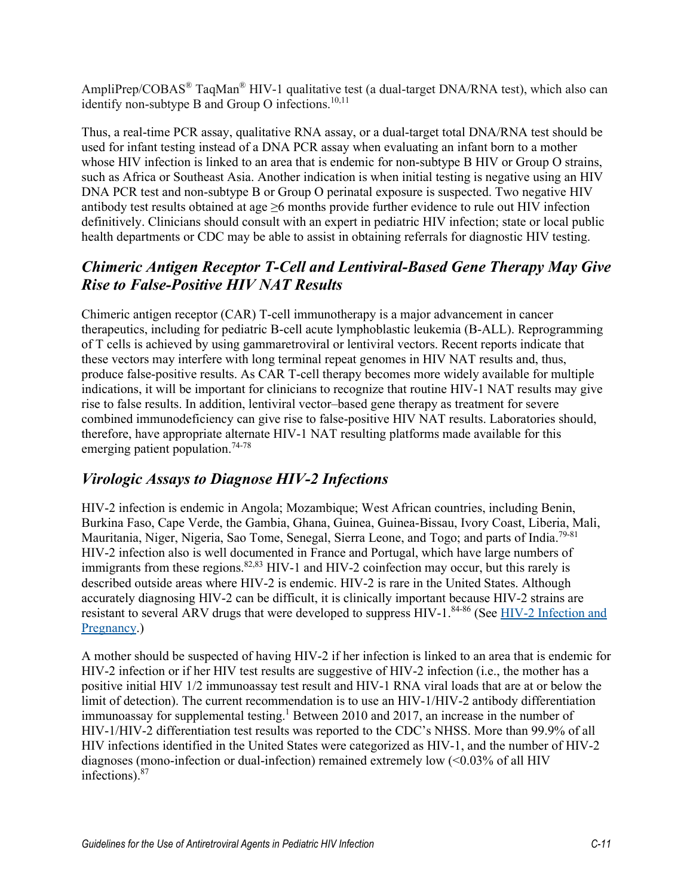AmpliPrep/COBAS® TaqMan® HIV-1 qualitative test (a dual-target DNA/RNA test), which also can identify non-subtype B and Group O infections.[10,11]

Thus, a real-time PCR assay, qualitative RNA assay, or a dual-target total DNA/RNA test should be used for infant testing instead of a DNA PCR assay when evaluating an infant born to a mother whose HIV infection is linked to an area that is endemic for non-subtype B HIV or Group O strains, such as Africa or Southeast Asia. Another indication is when initial testing is negative using an HIV DNA PCR test and non-subtype B or Group O perinatal exposure is suspected. Two negative HIV antibody test results obtained at age ≥6 months provide further evidence to rule out HIV infection definitively. Clinicians should consult with an expert in pediatric HIV infection; state or local public health departments or CDC may be able to assist in obtaining referrals for diagnostic HIV testing.

## *Chimeric Antigen Receptor T-Cell and Lentiviral-Based Gene Therapy May Give Rise to False-Positive HIV NAT Results*

Chimeric antigen receptor (CAR) T-cell immunotherapy is a major advancement in cancer therapeutics, including for pediatric B-cell acute lymphoblastic leukemia (B-ALL). Reprogramming of T cells is achieved by using gammaretroviral or lentiviral vectors. Recent reports indicate that these vectors may interfere with long terminal repeat genomes in HIV NAT results and, thus, produce false-positive results. As CAR T-cell therapy becomes more widely available for multiple indications, it will be important for clinicians to recognize that routine HIV-1 NAT results may give rise to false results. In addition, lentiviral vector–based gene therapy as treatment for severe combined immunodeficiency can give rise to false-positive HIV NAT results. Laboratories should, therefore, have appropriate alternate HIV-1 NAT resulting platforms made available for this emerging patient population.[74-78]

## *Virologic Assays to Diagnose HIV-2 Infections*

HIV-2 infection is endemic in Angola; Mozambique; West African countries, including Benin, Burkina Faso, Cape Verde, the Gambia, Ghana, Guinea, Guinea-Bissau, Ivory Coast, Liberia, Mali, Mauritania, Niger, Nigeria, Sao Tome, Senegal, Sierra Leone, and Togo; and parts of India.[79-81] HIV-2 infection also is well documented in France and Portugal, which have large numbers of immigrants from these regions.[82,83] HIV-1 and HIV-2 coinfection may occur, but this rarely is described outside areas where HIV-2 is endemic. HIV-2 is rare in the United States. Although accurately diagnosing HIV-2 can be difficult, it is clinically important because HIV-2 strains are resistant to several ARV drugs that were developed to suppress HIV-1.[84-86] (See [HIV-2 Infection and Pregnancy](HIV-2 Infection and Pregnancy).)

A mother should be suspected of having HIV-2 if her infection is linked to an area that is endemic for HIV-2 infection or if her HIV test results are suggestive of HIV-2 infection (i.e., the mother has a positive initial HIV 1/2 immunoassay test result and HIV-1 RNA viral loads that are at or below the limit of detection). The current recommendation is to use an HIV-1/HIV-2 antibody differentiation immunoassay for supplemental testing.[1] Between 2010 and 2017, an increase in the number of HIV-1/HIV-2 differentiation test results was reported to the CDC's NHSS. More than 99.9% of all HIV infections identified in the United States were categorized as HIV-1, and the number of HIV-2 diagnoses (mono-infection or dual-infection) remained extremely low (<0.03% of all HIV infections).[87]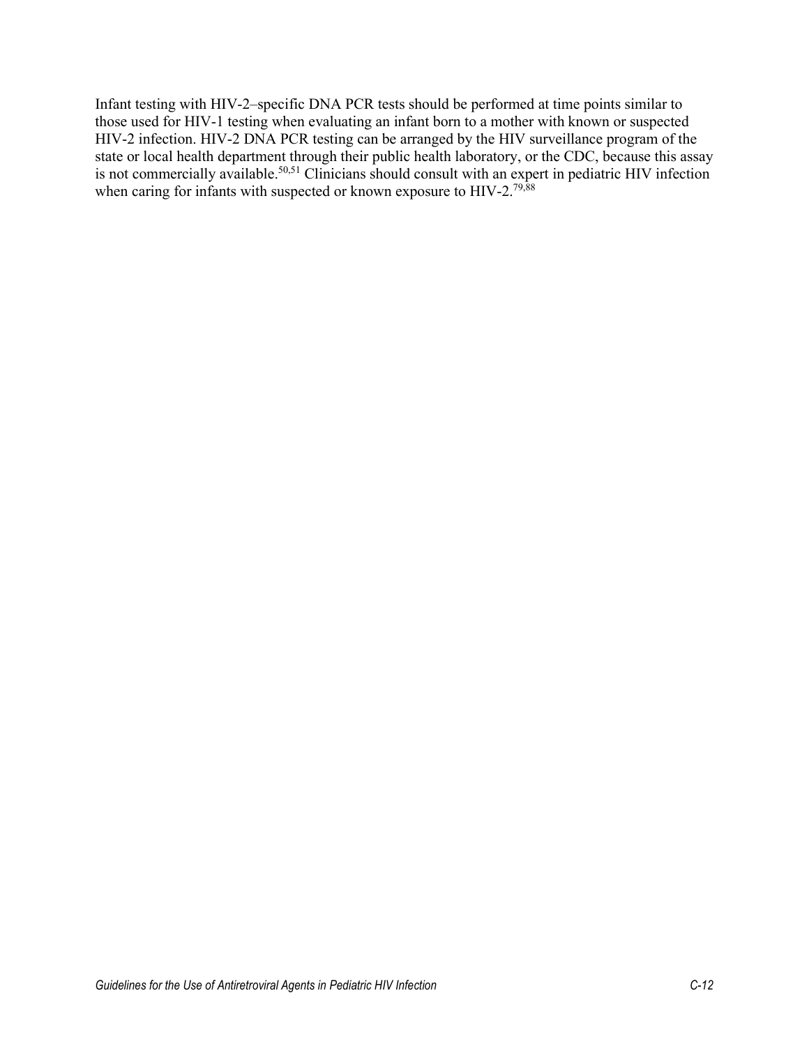Infant testing with HIV-2–specific DNA PCR tests should be performed at time points similar to those used for HIV-1 testing when evaluating an infant born to a mother with known or suspected HIV-2 infection. HIV-2 DNA PCR testing can be arranged by the HIV surveillance program of the state or local health department through their public health laboratory, or the CDC, because this assay is not commercially available.[50,51] Clinicians should consult with an expert in pediatric HIV infection when caring for infants with suspected or known exposure to HIV-2.[79,88]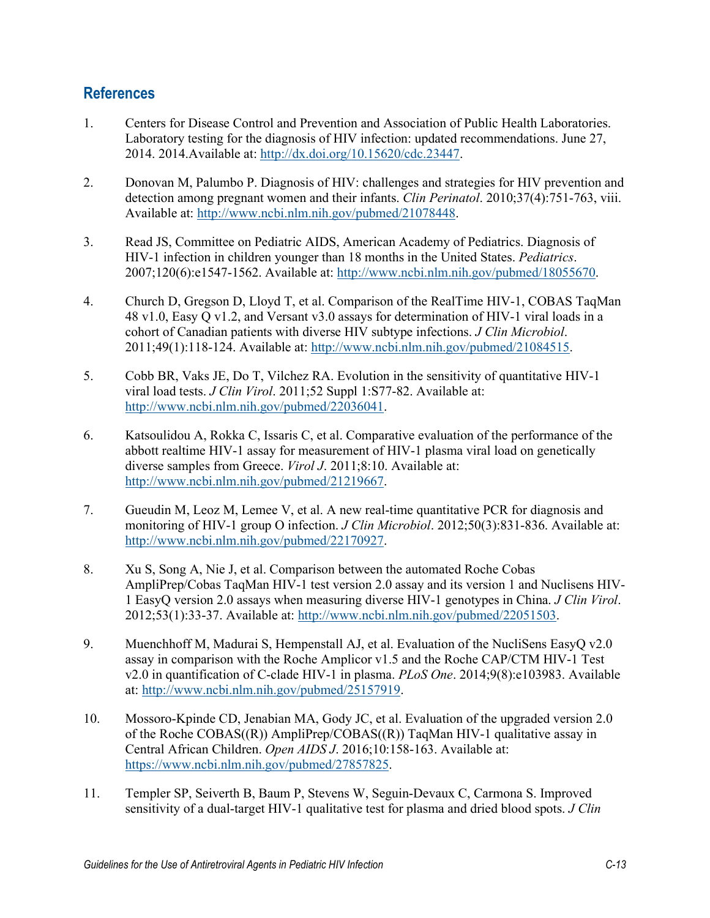## References

1. Centers for Disease Control and Prevention and Association of Public Health Laboratories. Laboratory testing for the diagnosis of HIV infection: updated recommendations. June 27, 2014. 2014.Available at: http://dx.doi.org/10.15620/cdc.23447.

2. Donovan M, Palumbo P. Diagnosis of HIV: challenges and strategies for HIV prevention and detection among pregnant women and their infants. *Clin Perinatol*. 2010;37(4):751-763, viii. Available at: http://www.ncbi.nlm.nih.gov/pubmed/21078448.

3. Read JS, Committee on Pediatric AIDS, American Academy of Pediatrics. Diagnosis of HIV-1 infection in children younger than 18 months in the United States. *Pediatrics*. 2007;120(6):e1547-1562. Available at: http://www.ncbi.nlm.nih.gov/pubmed/18055670.

4. Church D, Gregson D, Lloyd T, et al. Comparison of the RealTime HIV-1, COBAS TaqMan 48 v1.0, Easy Q v1.2, and Versant v3.0 assays for determination of HIV-1 viral loads in a cohort of Canadian patients with diverse HIV subtype infections. *J Clin Microbiol*. 2011;49(1):118-124. Available at: http://www.ncbi.nlm.nih.gov/pubmed/21084515.

5. Cobb BR, Vaks JE, Do T, Vilchez RA. Evolution in the sensitivity of quantitative HIV-1 viral load tests. *J Clin Virol*. 2011;52 Suppl 1:S77-82. Available at: http://www.ncbi.nlm.nih.gov/pubmed/22036041.

6. Katsoulidou A, Rokka C, Issaris C, et al. Comparative evaluation of the performance of the abbott realtime HIV-1 assay for measurement of HIV-1 plasma viral load on genetically diverse samples from Greece. *Virol J*. 2011;8:10. Available at: http://www.ncbi.nlm.nih.gov/pubmed/21219667.

7. Gueudin M, Leoz M, Lemee V, et al. A new real-time quantitative PCR for diagnosis and monitoring of HIV-1 group O infection. *J Clin Microbiol*. 2012;50(3):831-836. Available at: http://www.ncbi.nlm.nih.gov/pubmed/22170927.

8. Xu S, Song A, Nie J, et al. Comparison between the automated Roche Cobas AmpliPrep/Cobas TaqMan HIV-1 test version 2.0 assay and its version 1 and Nuclisens HIV-1 EasyQ version 2.0 assays when measuring diverse HIV-1 genotypes in China. *J Clin Virol*. 2012;53(1):33-37. Available at: http://www.ncbi.nlm.nih.gov/pubmed/22051503.

9. Muenchhoff M, Madurai S, Hempenstall AJ, et al. Evaluation of the NucliSens EasyQ v2.0 assay in comparison with the Roche Amplicor v1.5 and the Roche CAP/CTM HIV-1 Test v2.0 in quantification of C-clade HIV-1 in plasma. *PLoS One*. 2014;9(8):e103983. Available at: http://www.ncbi.nlm.nih.gov/pubmed/25157919.

10. Mossoro-Kpinde CD, Jenabian MA, Gody JC, et al. Evaluation of the upgraded version 2.0 of the Roche COBAS((R)) AmpliPrep/COBAS((R)) TaqMan HIV-1 qualitative assay in Central African Children. *Open AIDS J*. 2016;10:158-163. Available at: https://www.ncbi.nlm.nih.gov/pubmed/27857825.

11. Templer SP, Seiverth B, Baum P, Stevens W, Seguin-Devaux C, Carmona S. Improved sensitivity of a dual-target HIV-1 qualitative test for plasma and dried blood spots. *J Clin*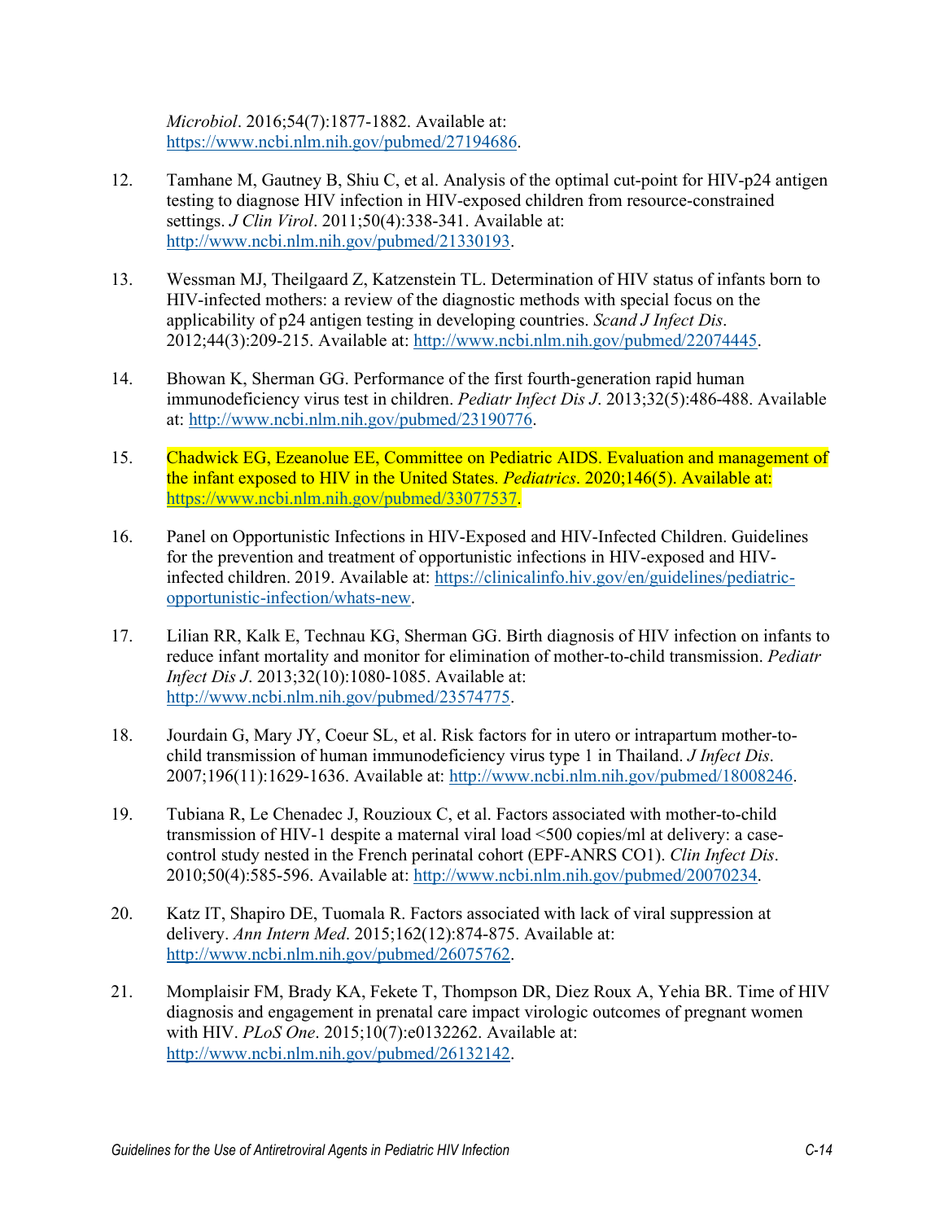*Microbiol*. 2016;54(7):1877-1882. Available at: https://www.ncbi.nlm.nih.gov/pubmed/27194686.

12. Tamhane M, Gautney B, Shiu C, et al. Analysis of the optimal cut-point for HIV-p24 antigen testing to diagnose HIV infection in HIV-exposed children from resource-constrained settings. *J Clin Virol*. 2011;50(4):338-341. Available at: http://www.ncbi.nlm.nih.gov/pubmed/21330193.

13. Wessman MJ, Theilgaard Z, Katzenstein TL. Determination of HIV status of infants born to HIV-infected mothers: a review of the diagnostic methods with special focus on the applicability of p24 antigen testing in developing countries. *Scand J Infect Dis*. 2012;44(3):209-215. Available at: http://www.ncbi.nlm.nih.gov/pubmed/22074445.

14. Bhowan K, Sherman GG. Performance of the first fourth-generation rapid human immunodeficiency virus test in children. *Pediatr Infect Dis J*. 2013;32(5):486-488. Available at: http://www.ncbi.nlm.nih.gov/pubmed/23190776.

15. Chadwick EG, Ezeanolue EE, Committee on Pediatric AIDS. Evaluation and management of the infant exposed to HIV in the United States. *Pediatrics*. 2020;146(5). Available at: https://www.ncbi.nlm.nih.gov/pubmed/33077537.

16. Panel on Opportunistic Infections in HIV-Exposed and HIV-Infected Children. Guidelines for the prevention and treatment of opportunistic infections in HIV-exposed and HIV-infected children. 2019. Available at: https://clinicalinfo.hiv.gov/en/guidelines/pediatric-opportunistic-infection/whats-new.

17. Lilian RR, Kalk E, Technau KG, Sherman GG. Birth diagnosis of HIV infection on infants to reduce infant mortality and monitor for elimination of mother-to-child transmission. *Pediatr Infect Dis J*. 2013;32(10):1080-1085. Available at: http://www.ncbi.nlm.nih.gov/pubmed/23574775.

18. Jourdain G, Mary JY, Coeur SL, et al. Risk factors for in utero or intrapartum mother-to-child transmission of human immunodeficiency virus type 1 in Thailand. *J Infect Dis*. 2007;196(11):1629-1636. Available at: http://www.ncbi.nlm.nih.gov/pubmed/18008246.

19. Tubiana R, Le Chenadec J, Rouzioux C, et al. Factors associated with mother-to-child transmission of HIV-1 despite a maternal viral load <500 copies/ml at delivery: a case-control study nested in the French perinatal cohort (EPF-ANRS CO1). *Clin Infect Dis*. 2010;50(4):585-596. Available at: http://www.ncbi.nlm.nih.gov/pubmed/20070234.

20. Katz IT, Shapiro DE, Tuomala R. Factors associated with lack of viral suppression at delivery. *Ann Intern Med*. 2015;162(12):874-875. Available at: http://www.ncbi.nlm.nih.gov/pubmed/26075762.

21. Momplaisir FM, Brady KA, Fekete T, Thompson DR, Diez Roux A, Yehia BR. Time of HIV diagnosis and engagement in prenatal care impact virologic outcomes of pregnant women with HIV. *PLoS One*. 2015;10(7):e0132262. Available at: http://www.ncbi.nlm.nih.gov/pubmed/26132142.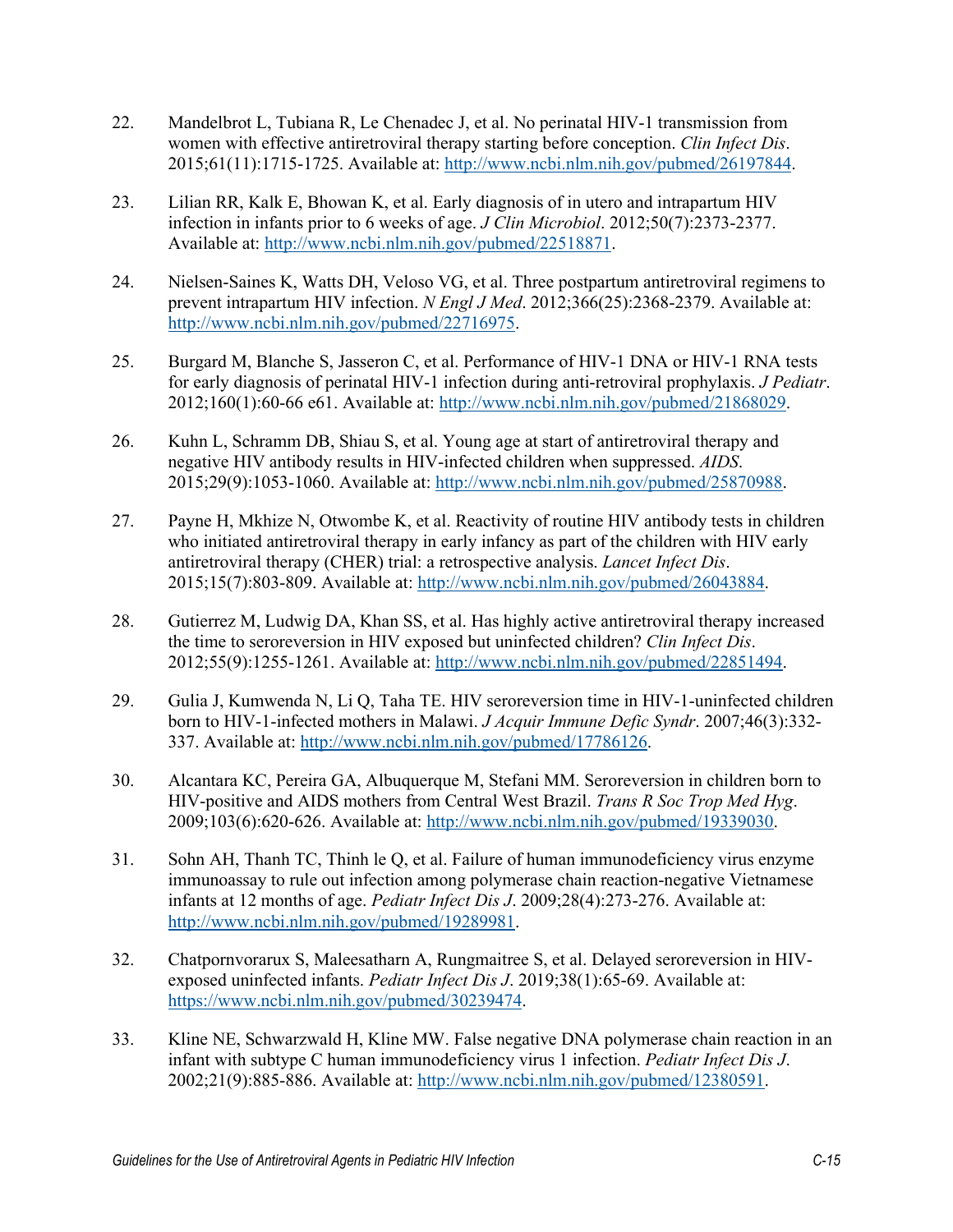22. Mandelbrot L, Tubiana R, Le Chenadec J, et al. No perinatal HIV-1 transmission from women with effective antiretroviral therapy starting before conception. *Clin Infect Dis*. 2015;61(11):1715-1725. Available at: http://www.ncbi.nlm.nih.gov/pubmed/26197844.

23. Lilian RR, Kalk E, Bhowan K, et al. Early diagnosis of in utero and intrapartum HIV infection in infants prior to 6 weeks of age. *J Clin Microbiol*. 2012;50(7):2373-2377. Available at: http://www.ncbi.nlm.nih.gov/pubmed/22518871.

24. Nielsen-Saines K, Watts DH, Veloso VG, et al. Three postpartum antiretroviral regimens to prevent intrapartum HIV infection. *N Engl J Med*. 2012;366(25):2368-2379. Available at: http://www.ncbi.nlm.nih.gov/pubmed/22716975.

25. Burgard M, Blanche S, Jasseron C, et al. Performance of HIV-1 DNA or HIV-1 RNA tests for early diagnosis of perinatal HIV-1 infection during anti-retroviral prophylaxis. *J Pediatr*. 2012;160(1):60-66 e61. Available at: http://www.ncbi.nlm.nih.gov/pubmed/21868029.

26. Kuhn L, Schramm DB, Shiau S, et al. Young age at start of antiretroviral therapy and negative HIV antibody results in HIV-infected children when suppressed. *AIDS*. 2015;29(9):1053-1060. Available at: http://www.ncbi.nlm.nih.gov/pubmed/25870988.

27. Payne H, Mkhize N, Otwombe K, et al. Reactivity of routine HIV antibody tests in children who initiated antiretroviral therapy in early infancy as part of the children with HIV early antiretroviral therapy (CHER) trial: a retrospective analysis. *Lancet Infect Dis*. 2015;15(7):803-809. Available at: http://www.ncbi.nlm.nih.gov/pubmed/26043884.

28. Gutierrez M, Ludwig DA, Khan SS, et al. Has highly active antiretroviral therapy increased the time to seroreversion in HIV exposed but uninfected children? *Clin Infect Dis*. 2012;55(9):1255-1261. Available at: http://www.ncbi.nlm.nih.gov/pubmed/22851494.

29. Gulia J, Kumwenda N, Li Q, Taha TE. HIV seroreversion time in HIV-1-uninfected children born to HIV-1-infected mothers in Malawi. *J Acquir Immune Defic Syndr*. 2007;46(3):332-337. Available at: http://www.ncbi.nlm.nih.gov/pubmed/17786126.

30. Alcantara KC, Pereira GA, Albuquerque M, Stefani MM. Seroreversion in children born to HIV-positive and AIDS mothers from Central West Brazil. *Trans R Soc Trop Med Hyg*. 2009;103(6):620-626. Available at: http://www.ncbi.nlm.nih.gov/pubmed/19339030.

31. Sohn AH, Thanh TC, Thinh le Q, et al. Failure of human immunodeficiency virus enzyme immunoassay to rule out infection among polymerase chain reaction-negative Vietnamese infants at 12 months of age. *Pediatr Infect Dis J*. 2009;28(4):273-276. Available at: http://www.ncbi.nlm.nih.gov/pubmed/19289981.

32. Chatpornvorarux S, Maleesatharn A, Rungmaitree S, et al. Delayed seroreversion in HIV-exposed uninfected infants. *Pediatr Infect Dis J*. 2019;38(1):65-69. Available at: https://www.ncbi.nlm.nih.gov/pubmed/30239474.

33. Kline NE, Schwarzwald H, Kline MW. False negative DNA polymerase chain reaction in an infant with subtype C human immunodeficiency virus 1 infection. *Pediatr Infect Dis J*. 2002;21(9):885-886. Available at: http://www.ncbi.nlm.nih.gov/pubmed/12380591.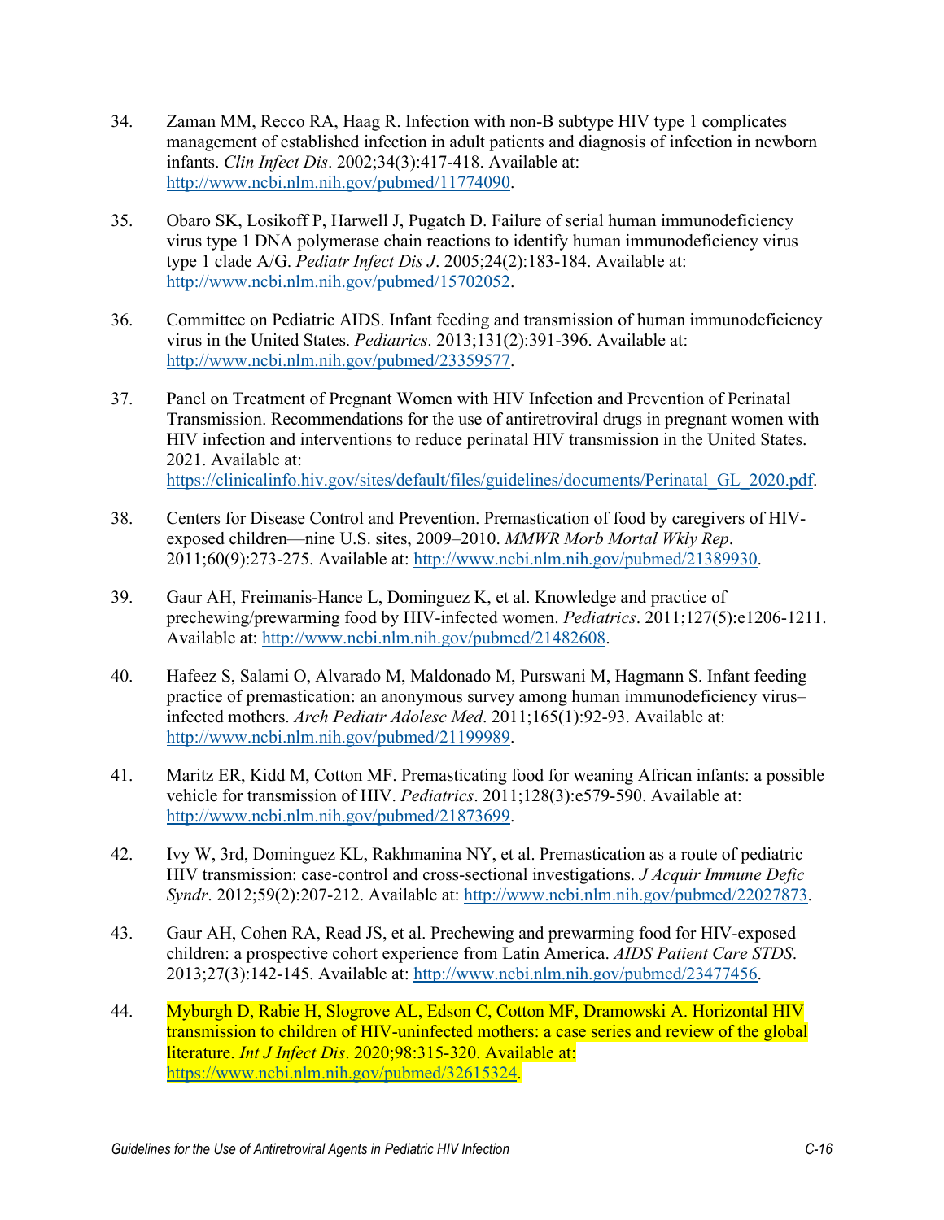34. Zaman MM, Recco RA, Haag R. Infection with non-B subtype HIV type 1 complicates management of established infection in adult patients and diagnosis of infection in newborn infants. *Clin Infect Dis*. 2002;34(3):417-418. Available at: http://www.ncbi.nlm.nih.gov/pubmed/11774090.

35. Obaro SK, Losikoff P, Harwell J, Pugatch D. Failure of serial human immunodeficiency virus type 1 DNA polymerase chain reactions to identify human immunodeficiency virus type 1 clade A/G. *Pediatr Infect Dis J*. 2005;24(2):183-184. Available at: http://www.ncbi.nlm.nih.gov/pubmed/15702052.

36. Committee on Pediatric AIDS. Infant feeding and transmission of human immunodeficiency virus in the United States. *Pediatrics*. 2013;131(2):391-396. Available at: http://www.ncbi.nlm.nih.gov/pubmed/23359577.

37. Panel on Treatment of Pregnant Women with HIV Infection and Prevention of Perinatal Transmission. Recommendations for the use of antiretroviral drugs in pregnant women with HIV infection and interventions to reduce perinatal HIV transmission in the United States. 2021. Available at: https://clinicalinfo.hiv.gov/sites/default/files/guidelines/documents/Perinatal_GL_2020.pdf.

38. Centers for Disease Control and Prevention. Premastication of food by caregivers of HIV-exposed children—nine U.S. sites, 2009–2010. *MMWR Morb Mortal Wkly Rep*. 2011;60(9):273-275. Available at: http://www.ncbi.nlm.nih.gov/pubmed/21389930.

39. Gaur AH, Freimanis-Hance L, Dominguez K, et al. Knowledge and practice of prechewing/prewarming food by HIV-infected women. *Pediatrics*. 2011;127(5):e1206-1211. Available at: http://www.ncbi.nlm.nih.gov/pubmed/21482608.

40. Hafeez S, Salami O, Alvarado M, Maldonado M, Purswani M, Hagmann S. Infant feeding practice of premastication: an anonymous survey among human immunodeficiency virus–infected mothers. *Arch Pediatr Adolesc Med*. 2011;165(1):92-93. Available at: http://www.ncbi.nlm.nih.gov/pubmed/21199989.

41. Maritz ER, Kidd M, Cotton MF. Premasticating food for weaning African infants: a possible vehicle for transmission of HIV. *Pediatrics*. 2011;128(3):e579-590. Available at: http://www.ncbi.nlm.nih.gov/pubmed/21873699.

42. Ivy W, 3rd, Dominguez KL, Rakhmanina NY, et al. Premastication as a route of pediatric HIV transmission: case-control and cross-sectional investigations. *J Acquir Immune Defic Syndr*. 2012;59(2):207-212. Available at: http://www.ncbi.nlm.nih.gov/pubmed/22027873.

43. Gaur AH, Cohen RA, Read JS, et al. Prechewing and prewarming food for HIV-exposed children: a prospective cohort experience from Latin America. *AIDS Patient Care STDS*. 2013;27(3):142-145. Available at: http://www.ncbi.nlm.nih.gov/pubmed/23477456.

44. Myburgh D, Rabie H, Slogrove AL, Edson C, Cotton MF, Dramowski A. Horizontal HIV transmission to children of HIV-uninfected mothers: a case series and review of the global literature. *Int J Infect Dis*. 2020;98:315-320. Available at: https://www.ncbi.nlm.nih.gov/pubmed/32615324.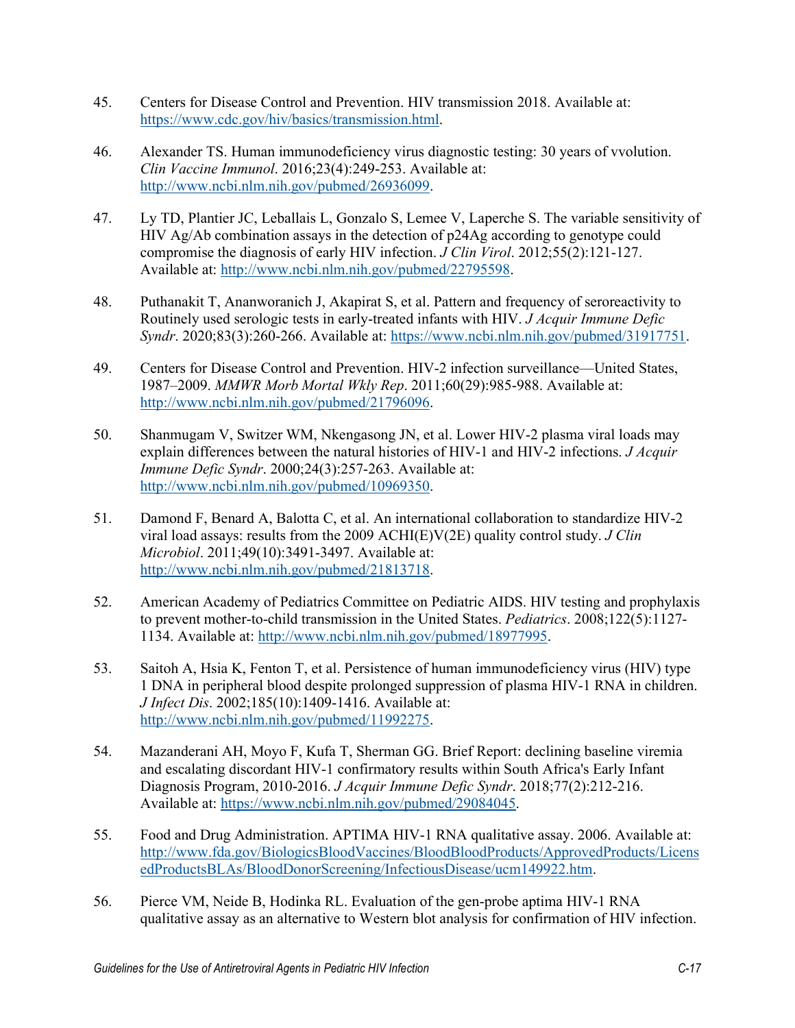45. Centers for Disease Control and Prevention. HIV transmission 2018. Available at: https://www.cdc.gov/hiv/basics/transmission.html.

46. Alexander TS. Human immunodeficiency virus diagnostic testing: 30 years of vvolution. *Clin Vaccine Immunol*. 2016;23(4):249-253. Available at: http://www.ncbi.nlm.nih.gov/pubmed/26936099.

47. Ly TD, Plantier JC, Leballais L, Gonzalo S, Lemee V, Laperche S. The variable sensitivity of HIV Ag/Ab combination assays in the detection of p24Ag according to genotype could compromise the diagnosis of early HIV infection. *J Clin Virol*. 2012;55(2):121-127. Available at: http://www.ncbi.nlm.nih.gov/pubmed/22795598.

48. Puthanakit T, Ananworanich J, Akapirat S, et al. Pattern and frequency of seroreactivity to Routinely used serologic tests in early-treated infants with HIV. *J Acquir Immune Defic Syndr*. 2020;83(3):260-266. Available at: https://www.ncbi.nlm.nih.gov/pubmed/31917751.

49. Centers for Disease Control and Prevention. HIV-2 infection surveillance—United States, 1987–2009. *MMWR Morb Mortal Wkly Rep*. 2011;60(29):985-988. Available at: http://www.ncbi.nlm.nih.gov/pubmed/21796096.

50. Shanmugam V, Switzer WM, Nkengasong JN, et al. Lower HIV-2 plasma viral loads may explain differences between the natural histories of HIV-1 and HIV-2 infections. *J Acquir Immune Defic Syndr*. 2000;24(3):257-263. Available at: http://www.ncbi.nlm.nih.gov/pubmed/10969350.

51. Damond F, Benard A, Balotta C, et al. An international collaboration to standardize HIV-2 viral load assays: results from the 2009 ACHI(E)V(2E) quality control study. *J Clin Microbiol*. 2011;49(10):3491-3497. Available at: http://www.ncbi.nlm.nih.gov/pubmed/21813718.

52. American Academy of Pediatrics Committee on Pediatric AIDS. HIV testing and prophylaxis to prevent mother-to-child transmission in the United States. *Pediatrics*. 2008;122(5):1127-1134. Available at: http://www.ncbi.nlm.nih.gov/pubmed/18977995.

53. Saitoh A, Hsia K, Fenton T, et al. Persistence of human immunodeficiency virus (HIV) type 1 DNA in peripheral blood despite prolonged suppression of plasma HIV-1 RNA in children. *J Infect Dis*. 2002;185(10):1409-1416. Available at: http://www.ncbi.nlm.nih.gov/pubmed/11992275.

54. Mazanderani AH, Moyo F, Kufa T, Sherman GG. Brief Report: declining baseline viremia and escalating discordant HIV-1 confirmatory results within South Africa's Early Infant Diagnosis Program, 2010-2016. *J Acquir Immune Defic Syndr*. 2018;77(2):212-216. Available at: https://www.ncbi.nlm.nih.gov/pubmed/29084045.

55. Food and Drug Administration. APTIMA HIV-1 RNA qualitative assay. 2006. Available at: http://www.fda.gov/BiologicsBloodVaccines/BloodBloodProducts/ApprovedProducts/LicensedProductsBLAs/BloodDonorScreening/InfectiousDisease/ucm149922.htm.

56. Pierce VM, Neide B, Hodinka RL. Evaluation of the gen-probe aptima HIV-1 RNA qualitative assay as an alternative to Western blot analysis for confirmation of HIV infection.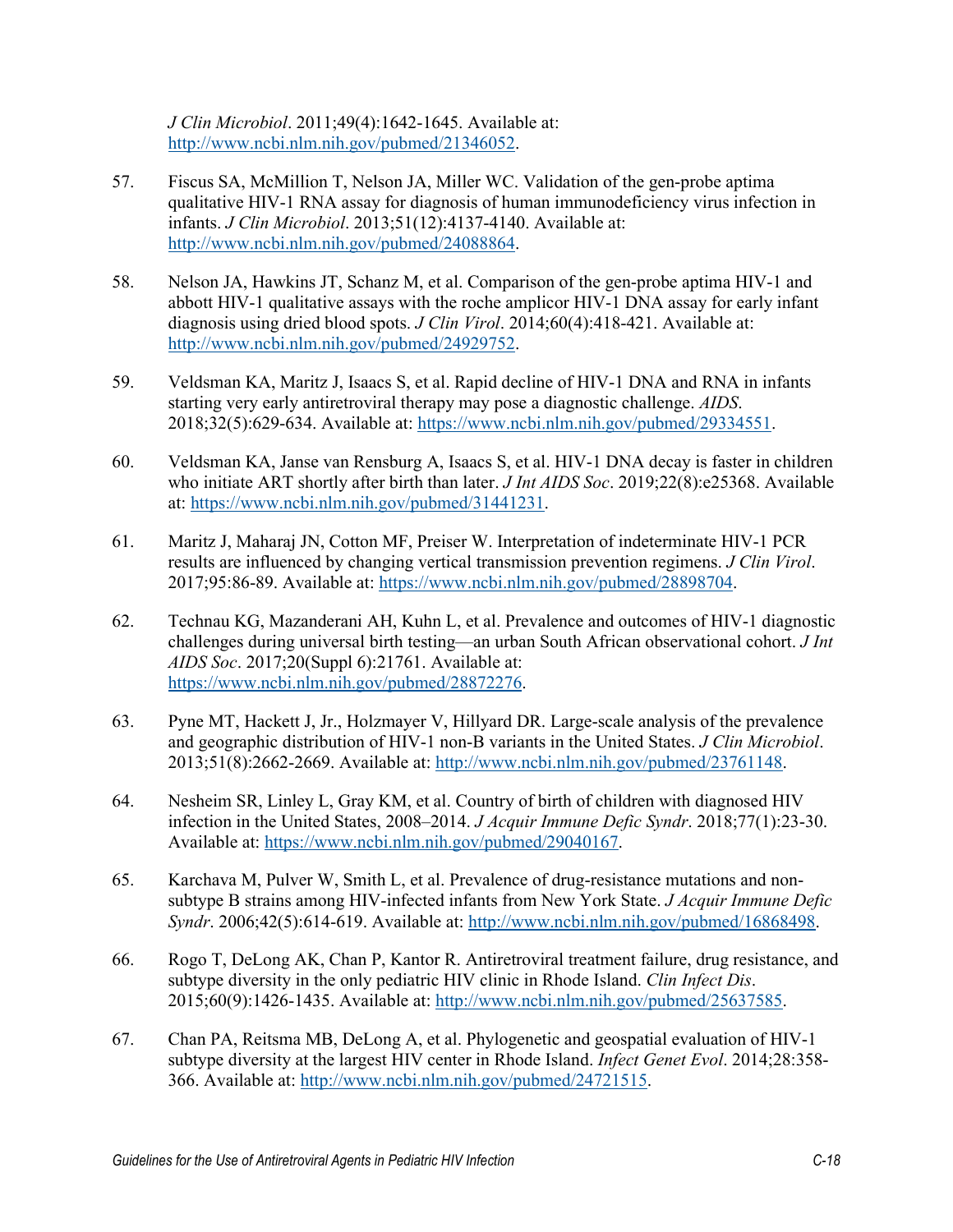*J Clin Microbiol*. 2011;49(4):1642-1645. Available at: http://www.ncbi.nlm.nih.gov/pubmed/21346052.

57. Fiscus SA, McMillion T, Nelson JA, Miller WC. Validation of the gen-probe aptima qualitative HIV-1 RNA assay for diagnosis of human immunodeficiency virus infection in infants. *J Clin Microbiol*. 2013;51(12):4137-4140. Available at: http://www.ncbi.nlm.nih.gov/pubmed/24088864.

58. Nelson JA, Hawkins JT, Schanz M, et al. Comparison of the gen-probe aptima HIV-1 and abbott HIV-1 qualitative assays with the roche amplicor HIV-1 DNA assay for early infant diagnosis using dried blood spots. *J Clin Virol*. 2014;60(4):418-421. Available at: http://www.ncbi.nlm.nih.gov/pubmed/24929752.

59. Veldsman KA, Maritz J, Isaacs S, et al. Rapid decline of HIV-1 DNA and RNA in infants starting very early antiretroviral therapy may pose a diagnostic challenge. *AIDS*. 2018;32(5):629-634. Available at: https://www.ncbi.nlm.nih.gov/pubmed/29334551.

60. Veldsman KA, Janse van Rensburg A, Isaacs S, et al. HIV-1 DNA decay is faster in children who initiate ART shortly after birth than later. *J Int AIDS Soc*. 2019;22(8):e25368. Available at: https://www.ncbi.nlm.nih.gov/pubmed/31441231.

61. Maritz J, Maharaj JN, Cotton MF, Preiser W. Interpretation of indeterminate HIV-1 PCR results are influenced by changing vertical transmission prevention regimens. *J Clin Virol*. 2017;95:86-89. Available at: https://www.ncbi.nlm.nih.gov/pubmed/28898704.

62. Technau KG, Mazanderani AH, Kuhn L, et al. Prevalence and outcomes of HIV-1 diagnostic challenges during universal birth testing—an urban South African observational cohort. *J Int AIDS Soc*. 2017;20(Suppl 6):21761. Available at: https://www.ncbi.nlm.nih.gov/pubmed/28872276.

63. Pyne MT, Hackett J, Jr., Holzmayer V, Hillyard DR. Large-scale analysis of the prevalence and geographic distribution of HIV-1 non-B variants in the United States. *J Clin Microbiol*. 2013;51(8):2662-2669. Available at: http://www.ncbi.nlm.nih.gov/pubmed/23761148.

64. Nesheim SR, Linley L, Gray KM, et al. Country of birth of children with diagnosed HIV infection in the United States, 2008–2014. *J Acquir Immune Defic Syndr*. 2018;77(1):23-30. Available at: https://www.ncbi.nlm.nih.gov/pubmed/29040167.

65. Karchava M, Pulver W, Smith L, et al. Prevalence of drug-resistance mutations and non-subtype B strains among HIV-infected infants from New York State. *J Acquir Immune Defic Syndr*. 2006;42(5):614-619. Available at: http://www.ncbi.nlm.nih.gov/pubmed/16868498.

66. Rogo T, DeLong AK, Chan P, Kantor R. Antiretroviral treatment failure, drug resistance, and subtype diversity in the only pediatric HIV clinic in Rhode Island. *Clin Infect Dis*. 2015;60(9):1426-1435. Available at: http://www.ncbi.nlm.nih.gov/pubmed/25637585.

67. Chan PA, Reitsma MB, DeLong A, et al. Phylogenetic and geospatial evaluation of HIV-1 subtype diversity at the largest HIV center in Rhode Island. *Infect Genet Evol*. 2014;28:358-366. Available at: http://www.ncbi.nlm.nih.gov/pubmed/24721515.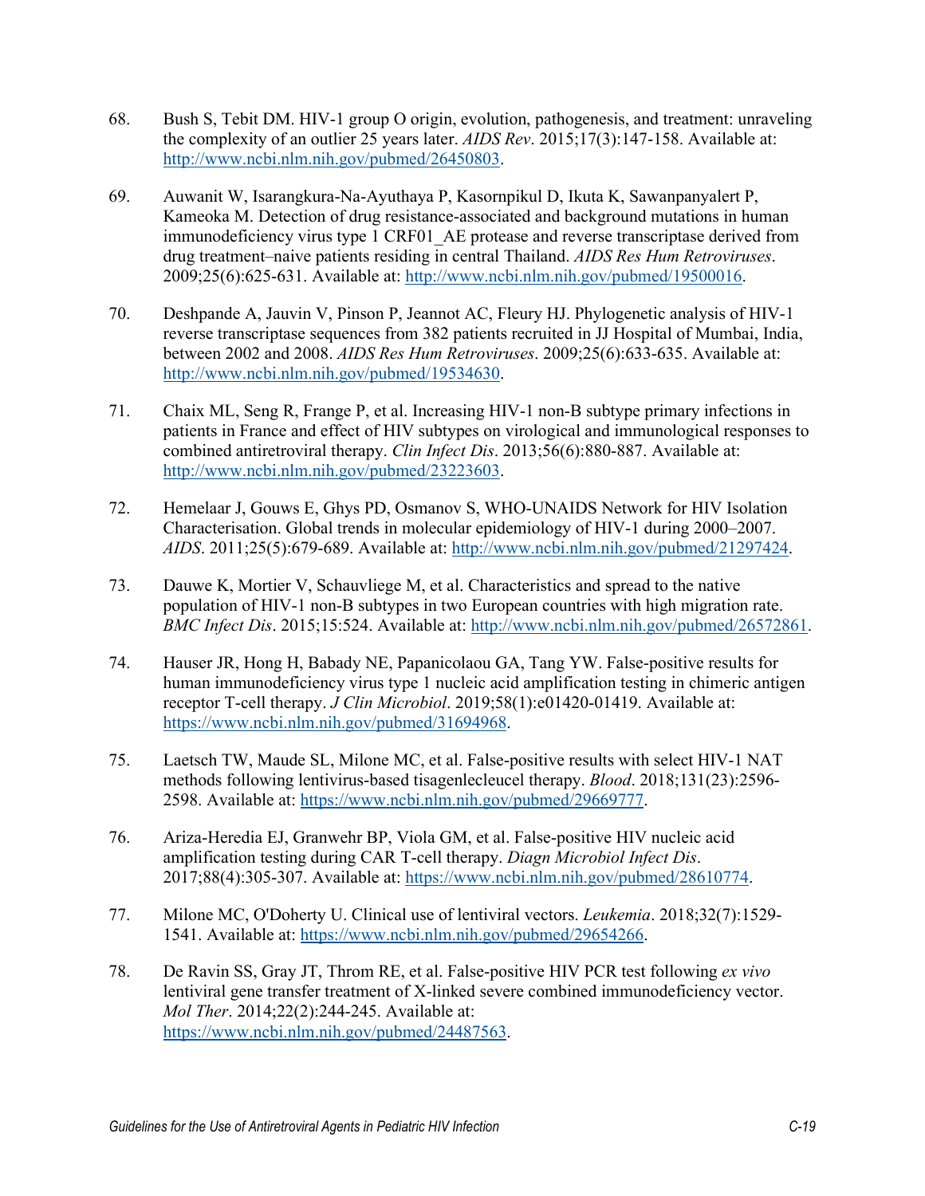68. Bush S, Tebit DM. HIV-1 group O origin, evolution, pathogenesis, and treatment: unraveling the complexity of an outlier 25 years later. *AIDS Rev*. 2015;17(3):147-158. Available at: [http://www.ncbi.nlm.nih.gov/pubmed/26450803](http://www.ncbi.nlm.nih.gov/pubmed/26450803).

69. Auwanit W, Isarangkura-Na-Ayuthaya P, Kasornpikul D, Ikuta K, Sawanpanyalert P, Kameoka M. Detection of drug resistance-associated and background mutations in human immunodeficiency virus type 1 CRF01_AE protease and reverse transcriptase derived from drug treatment–naive patients residing in central Thailand. *AIDS Res Hum Retroviruses*. 2009;25(6):625-631. Available at: [http://www.ncbi.nlm.nih.gov/pubmed/19500016](http://www.ncbi.nlm.nih.gov/pubmed/19500016).

70. Deshpande A, Jauvin V, Pinson P, Jeannot AC, Fleury HJ. Phylogenetic analysis of HIV-1 reverse transcriptase sequences from 382 patients recruited in JJ Hospital of Mumbai, India, between 2002 and 2008. *AIDS Res Hum Retroviruses*. 2009;25(6):633-635. Available at: [http://www.ncbi.nlm.nih.gov/pubmed/19534630](http://www.ncbi.nlm.nih.gov/pubmed/19534630).

71. Chaix ML, Seng R, Frange P, et al. Increasing HIV-1 non-B subtype primary infections in patients in France and effect of HIV subtypes on virological and immunological responses to combined antiretroviral therapy. *Clin Infect Dis*. 2013;56(6):880-887. Available at: [http://www.ncbi.nlm.nih.gov/pubmed/23223603](http://www.ncbi.nlm.nih.gov/pubmed/23223603).

72. Hemelaar J, Gouws E, Ghys PD, Osmanov S, WHO-UNAIDS Network for HIV Isolation Characterisation. Global trends in molecular epidemiology of HIV-1 during 2000–2007. *AIDS*. 2011;25(5):679-689. Available at: [http://www.ncbi.nlm.nih.gov/pubmed/21297424](http://www.ncbi.nlm.nih.gov/pubmed/21297424).

73. Dauwe K, Mortier V, Schauvliege M, et al. Characteristics and spread to the native population of HIV-1 non-B subtypes in two European countries with high migration rate. *BMC Infect Dis*. 2015;15:524. Available at: [http://www.ncbi.nlm.nih.gov/pubmed/26572861](http://www.ncbi.nlm.nih.gov/pubmed/26572861).

74. Hauser JR, Hong H, Babady NE, Papanicolaou GA, Tang YW. False-positive results for human immunodeficiency virus type 1 nucleic acid amplification testing in chimeric antigen receptor T-cell therapy. *J Clin Microbiol*. 2019;58(1):e01420-01419. Available at: [https://www.ncbi.nlm.nih.gov/pubmed/31694968](https://www.ncbi.nlm.nih.gov/pubmed/31694968).

75. Laetsch TW, Maude SL, Milone MC, et al. False-positive results with select HIV-1 NAT methods following lentivirus-based tisagenlecleucel therapy. *Blood*. 2018;131(23):2596-2598. Available at: [https://www.ncbi.nlm.nih.gov/pubmed/29669777](https://www.ncbi.nlm.nih.gov/pubmed/29669777).

76. Ariza-Heredia EJ, Granwehr BP, Viola GM, et al. False-positive HIV nucleic acid amplification testing during CAR T-cell therapy. *Diagn Microbiol Infect Dis*. 2017;88(4):305-307. Available at: [https://www.ncbi.nlm.nih.gov/pubmed/28610774](https://www.ncbi.nlm.nih.gov/pubmed/28610774).

77. Milone MC, O'Doherty U. Clinical use of lentiviral vectors. *Leukemia*. 2018;32(7):1529-1541. Available at: [https://www.ncbi.nlm.nih.gov/pubmed/29654266](https://www.ncbi.nlm.nih.gov/pubmed/29654266).

78. De Ravin SS, Gray JT, Throm RE, et al. False-positive HIV PCR test following *ex vivo* lentiviral gene transfer treatment of X-linked severe combined immunodeficiency vector. *Mol Ther*. 2014;22(2):244-245. Available at: [https://www.ncbi.nlm.nih.gov/pubmed/24487563](https://www.ncbi.nlm.nih.gov/pubmed/24487563).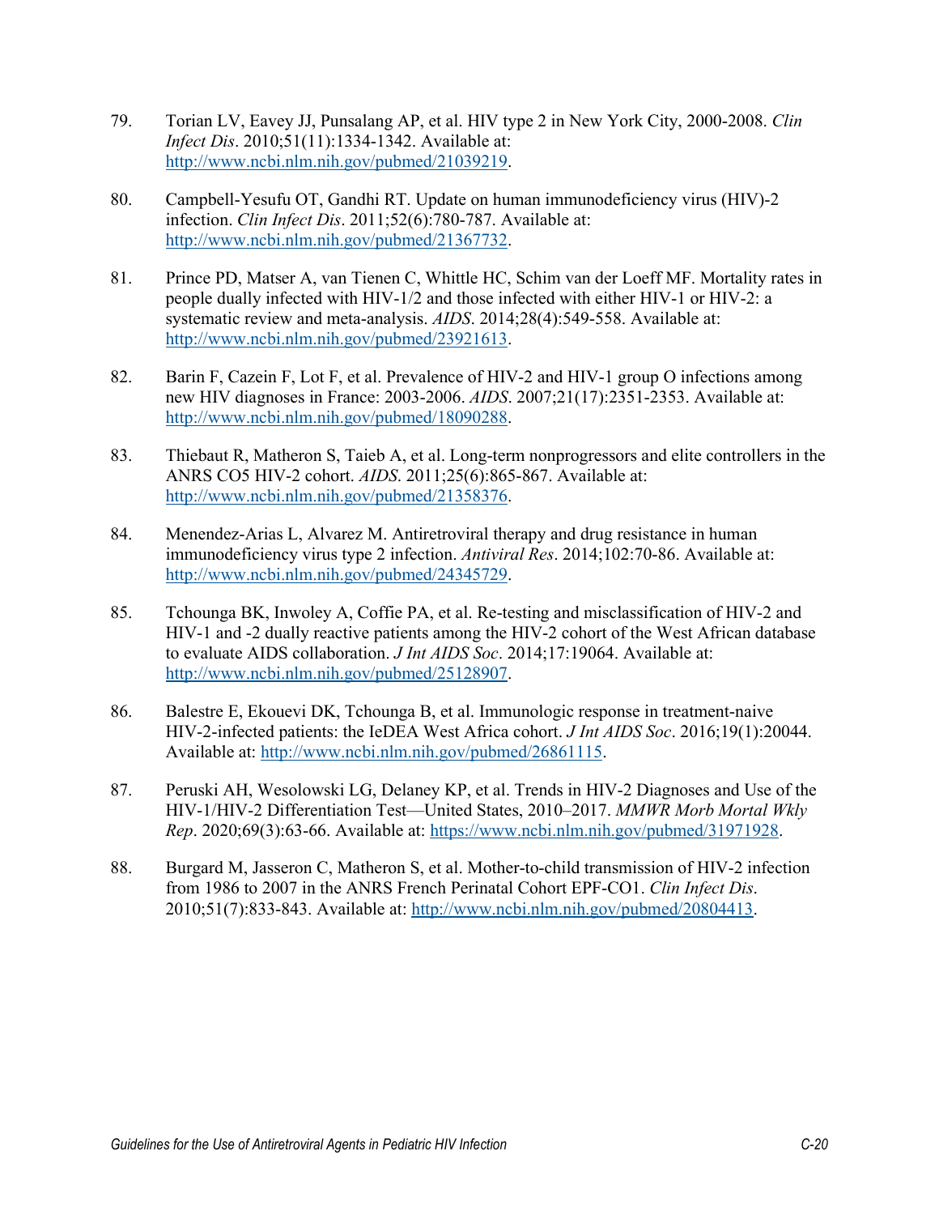79. Torian LV, Eavey JJ, Punsalang AP, et al. HIV type 2 in New York City, 2000-2008. *Clin Infect Dis*. 2010;51(11):1334-1342. Available at: http://www.ncbi.nlm.nih.gov/pubmed/21039219.

80. Campbell-Yesufu OT, Gandhi RT. Update on human immunodeficiency virus (HIV)-2 infection. *Clin Infect Dis*. 2011;52(6):780-787. Available at: http://www.ncbi.nlm.nih.gov/pubmed/21367732.

81. Prince PD, Matser A, van Tienen C, Whittle HC, Schim van der Loeff MF. Mortality rates in people dually infected with HIV-1/2 and those infected with either HIV-1 or HIV-2: a systematic review and meta-analysis. *AIDS*. 2014;28(4):549-558. Available at: http://www.ncbi.nlm.nih.gov/pubmed/23921613.

82. Barin F, Cazein F, Lot F, et al. Prevalence of HIV-2 and HIV-1 group O infections among new HIV diagnoses in France: 2003-2006. *AIDS*. 2007;21(17):2351-2353. Available at: http://www.ncbi.nlm.nih.gov/pubmed/18090288.

83. Thiebaut R, Matheron S, Taieb A, et al. Long-term nonprogressors and elite controllers in the ANRS CO5 HIV-2 cohort. *AIDS*. 2011;25(6):865-867. Available at: http://www.ncbi.nlm.nih.gov/pubmed/21358376.

84. Menendez-Arias L, Alvarez M. Antiretroviral therapy and drug resistance in human immunodeficiency virus type 2 infection. *Antiviral Res*. 2014;102:70-86. Available at: http://www.ncbi.nlm.nih.gov/pubmed/24345729.

85. Tchounga BK, Inwoley A, Coffie PA, et al. Re-testing and misclassification of HIV-2 and HIV-1 and -2 dually reactive patients among the HIV-2 cohort of the West African database to evaluate AIDS collaboration. *J Int AIDS Soc*. 2014;17:19064. Available at: http://www.ncbi.nlm.nih.gov/pubmed/25128907.

86. Balestre E, Ekouevi DK, Tchounga B, et al. Immunologic response in treatment-naive HIV-2-infected patients: the IeDEA West Africa cohort. *J Int AIDS Soc*. 2016;19(1):20044. Available at: http://www.ncbi.nlm.nih.gov/pubmed/26861115.

87. Peruski AH, Wesolowski LG, Delaney KP, et al. Trends in HIV-2 Diagnoses and Use of the HIV-1/HIV-2 Differentiation Test—United States, 2010–2017. *MMWR Morb Mortal Wkly Rep*. 2020;69(3):63-66. Available at: https://www.ncbi.nlm.nih.gov/pubmed/31971928.

88. Burgard M, Jasseron C, Matheron S, et al. Mother-to-child transmission of HIV-2 infection from 1986 to 2007 in the ANRS French Perinatal Cohort EPF-CO1. *Clin Infect Dis*. 2010;51(7):833-843. Available at: http://www.ncbi.nlm.nih.gov/pubmed/20804413.